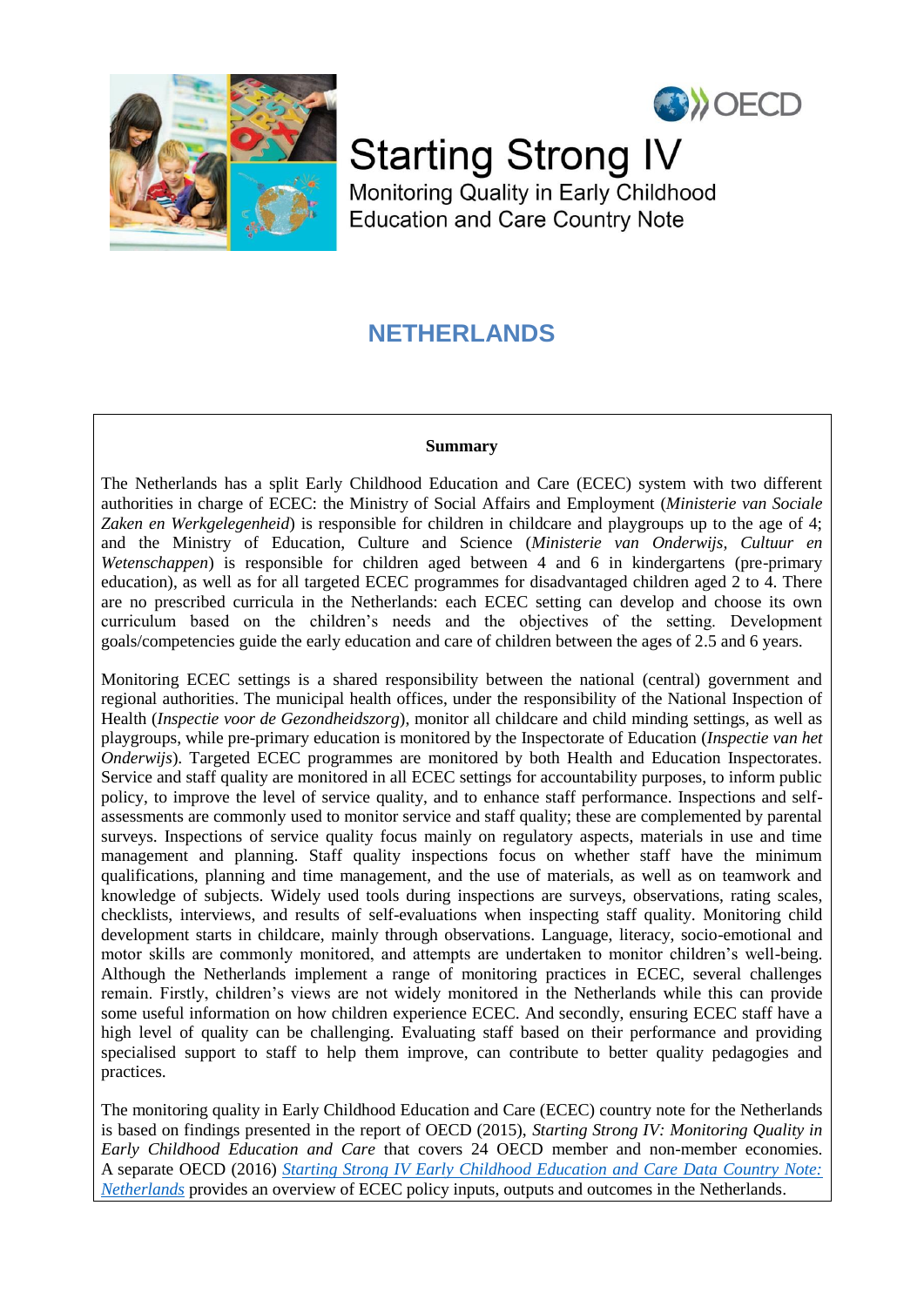# Starting Strong IV

Monitoring Quality in Early Childhood Education and Care Country Note

## NETHERLANDS

**Summary**

The Netherlands has a split Early Childhood Education and Care (ECEC) system with two different authorities in charge of ECEC: the Ministry of Social Affairs and Employment (*Ministerie van Sociale Zaken en Werkgelegenheid*) is responsible for children in childcare and playgroups up to the age of 4; and the Ministry of Education, Culture and Science (*Ministerie van Onderwijs, Cultuur en Wetenschappen*) is responsible for children aged between 4 and 6 in kindergartens (pre-primary education), as well as for all targeted ECEC programmes for disadvantaged children aged 2 to 4. There are no prescribed curricula in the Netherlands: each ECEC setting can develop and choose its own curriculum based on the children's needs and the objectives of the setting. Development goals/competencies guide the early education and care of children between the ages of 2.5 and 6 years.

Monitoring ECEC settings is a shared responsibility between the national (central) government and regional authorities. The municipal health offices, under the responsibility of the National Inspection of Health (*Inspectie voor de Gezondheidszorg*), monitor all childcare and child minding settings, as well as playgroups, while pre-primary education is monitored by the Inspectorate of Education (*Inspectie van het Onderwijs*). Targeted ECEC programmes are monitored by both Health and Education Inspectorates. Service and staff quality are monitored in all ECEC settings for accountability purposes, to inform public policy, to improve the level of service quality, and to enhance staff performance. Inspections and self-assessments are commonly used to monitor service and staff quality; these are complemented by parental surveys. Inspections of service quality focus mainly on regulatory aspects, materials in use and time management and planning. Staff quality inspections focus on whether staff have the minimum qualifications, planning and time management, and the use of materials, as well as on teamwork and knowledge of subjects. Widely used tools during inspections are surveys, observations, rating scales, checklists, interviews, and results of self-evaluations when inspecting staff quality. Monitoring child development starts in childcare, mainly through observations. Language, literacy, socio-emotional and motor skills are commonly monitored, and attempts are undertaken to monitor children's well-being. Although the Netherlands implement a range of monitoring practices in ECEC, several challenges remain. Firstly, children's views are not widely monitored in the Netherlands while this can provide some useful information on how children experience ECEC. And secondly, ensuring ECEC staff have a high level of quality can be challenging. Evaluating staff based on their performance and providing specialised support to staff to help them improve, can contribute to better quality pedagogies and practices.

The monitoring quality in Early Childhood Education and Care (ECEC) country note for the Netherlands is based on findings presented in the report of OECD (2015), *Starting Strong IV: Monitoring Quality in Early Childhood Education and Care* that covers 24 OECD member and non-member economies. A separate OECD (2016) *Starting Strong IV Early Childhood Education and Care Data Country Note: Netherlands* provides an overview of ECEC policy inputs, outputs and outcomes in the Netherlands.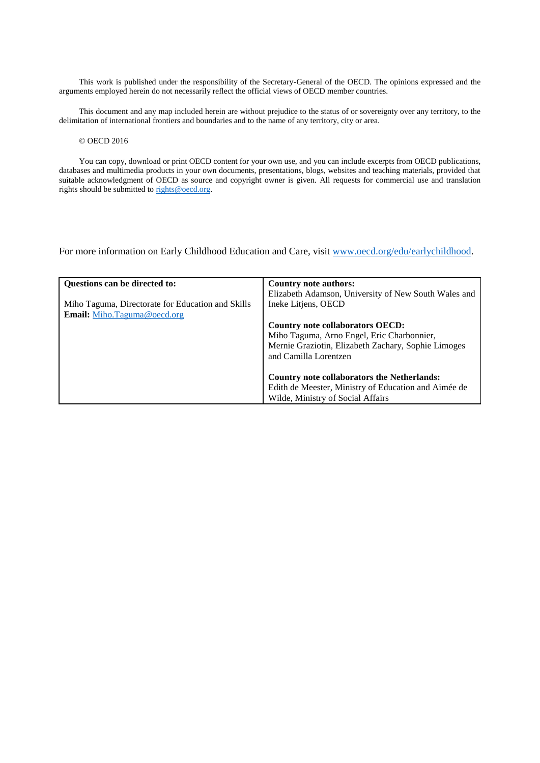This work is published under the responsibility of the Secretary-General of the OECD. The opinions expressed and the arguments employed herein do not necessarily reflect the official views of OECD member countries.

This document and any map included herein are without prejudice to the status of or sovereignty over any territory, to the delimitation of international frontiers and boundaries and to the name of any territory, city or area.

© OECD 2016

You can copy, download or print OECD content for your own use, and you can include excerpts from OECD publications, databases and multimedia products in your own documents, presentations, blogs, websites and teaching materials, provided that suitable acknowledgment of OECD as source and copyright owner is given. All requests for commercial use and translation rights should be submitted to rights@oecd.org.

For more information on Early Childhood Education and Care, visit www.oecd.org/edu/earlychildhood.

| **Questions can be directed to:** | **Country note authors:** |
| --- | --- |
| Miho Taguma, Directorate for Education and Skills<br>**Email:** Miho.Taguma@oecd.org | Elizabeth Adamson, University of New South Wales and Ineke Litjens, OECD<br><br>**Country note collaborators OECD:**<br>Miho Taguma, Arno Engel, Eric Charbonnier, Mernie Graziotin, Elizabeth Zachary, Sophie Limoges and Camilla Lorentzen<br><br>**Country note collaborators the Netherlands:**<br>Edith de Meester, Ministry of Education and Aimée de Wilde, Ministry of Social Affairs |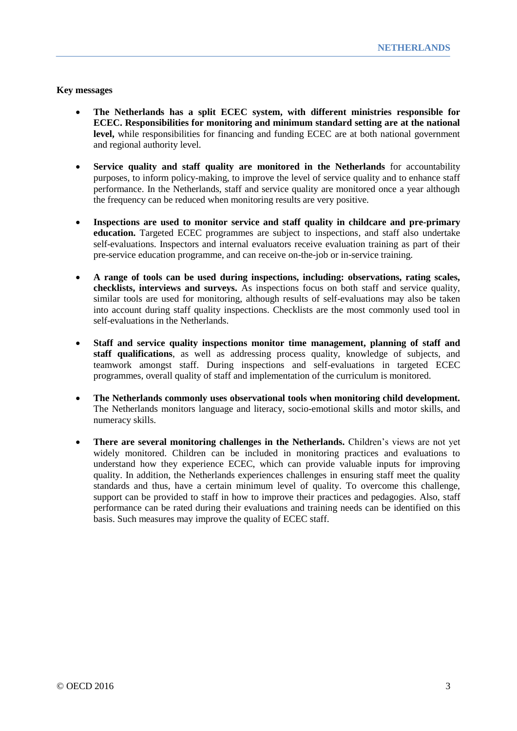**Key messages**

- **The Netherlands has a split ECEC system, with different ministries responsible for ECEC. Responsibilities for monitoring and minimum standard setting are at the national level,** while responsibilities for financing and funding ECEC are at both national government and regional authority level.

- **Service quality and staff quality are monitored in the Netherlands** for accountability purposes, to inform policy-making, to improve the level of service quality and to enhance staff performance. In the Netherlands, staff and service quality are monitored once a year although the frequency can be reduced when monitoring results are very positive.

- **Inspections are used to monitor service and staff quality in childcare and pre-primary education.** Targeted ECEC programmes are subject to inspections, and staff also undertake self-evaluations. Inspectors and internal evaluators receive evaluation training as part of their pre-service education programme, and can receive on-the-job or in-service training.

- **A range of tools can be used during inspections, including: observations, rating scales, checklists, interviews and surveys.** As inspections focus on both staff and service quality, similar tools are used for monitoring, although results of self-evaluations may also be taken into account during staff quality inspections. Checklists are the most commonly used tool in self-evaluations in the Netherlands.

- **Staff and service quality inspections monitor time management, planning of staff and staff qualifications**, as well as addressing process quality, knowledge of subjects, and teamwork amongst staff. During inspections and self-evaluations in targeted ECEC programmes, overall quality of staff and implementation of the curriculum is monitored.

- **The Netherlands commonly uses observational tools when monitoring child development.** The Netherlands monitors language and literacy, socio-emotional skills and motor skills, and numeracy skills.

- **There are several monitoring challenges in the Netherlands.** Children's views are not yet widely monitored. Children can be included in monitoring practices and evaluations to understand how they experience ECEC, which can provide valuable inputs for improving quality. In addition, the Netherlands experiences challenges in ensuring staff meet the quality standards and thus, have a certain minimum level of quality. To overcome this challenge, support can be provided to staff in how to improve their practices and pedagogies. Also, staff performance can be rated during their evaluations and training needs can be identified on this basis. Such measures may improve the quality of ECEC staff.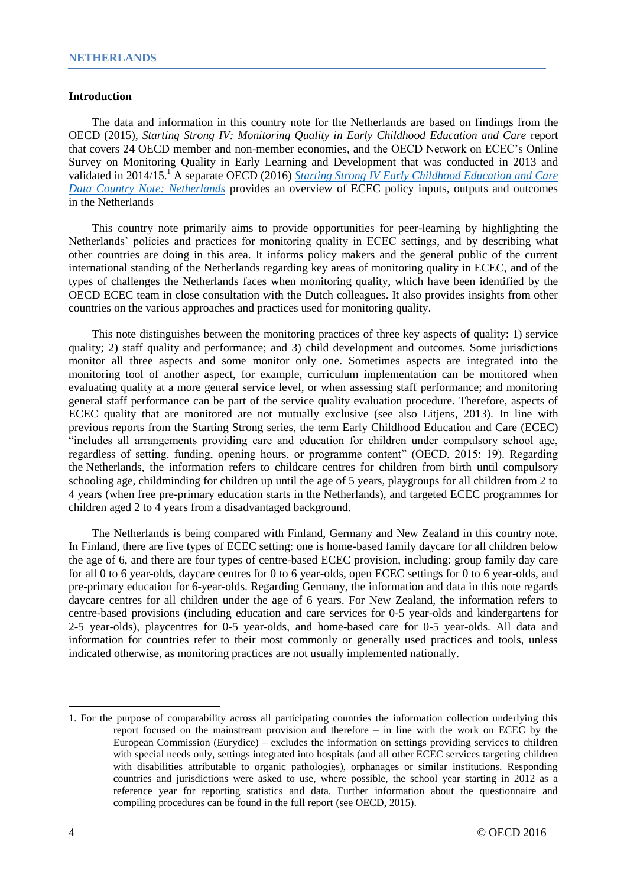## Introduction

The data and information in this country note for the Netherlands are based on findings from the OECD (2015), *Starting Strong IV: Monitoring Quality in Early Childhood Education and Care* report that covers 24 OECD member and non-member economies, and the OECD Network on ECEC's Online Survey on Monitoring Quality in Early Learning and Development that was conducted in 2013 and validated in 2014/15.[1] A separate OECD (2016) *Starting Strong IV Early Childhood Education and Care Data Country Note: Netherlands* provides an overview of ECEC policy inputs, outputs and outcomes in the Netherlands

This country note primarily aims to provide opportunities for peer-learning by highlighting the Netherlands' policies and practices for monitoring quality in ECEC settings, and by describing what other countries are doing in this area. It informs policy makers and the general public of the current international standing of the Netherlands regarding key areas of monitoring quality in ECEC, and of the types of challenges the Netherlands faces when monitoring quality, which have been identified by the OECD ECEC team in close consultation with the Dutch colleagues. It also provides insights from other countries on the various approaches and practices used for monitoring quality.

This note distinguishes between the monitoring practices of three key aspects of quality: 1) service quality; 2) staff quality and performance; and 3) child development and outcomes. Some jurisdictions monitor all three aspects and some monitor only one. Sometimes aspects are integrated into the monitoring tool of another aspect, for example, curriculum implementation can be monitored when evaluating quality at a more general service level, or when assessing staff performance; and monitoring general staff performance can be part of the service quality evaluation procedure. Therefore, aspects of ECEC quality that are monitored are not mutually exclusive (see also Litjens, 2013). In line with previous reports from the Starting Strong series, the term Early Childhood Education and Care (ECEC) "includes all arrangements providing care and education for children under compulsory school age, regardless of setting, funding, opening hours, or programme content" (OECD, 2015: 19). Regarding the Netherlands, the information refers to childcare centres for children from birth until compulsory schooling age, childminding for children up until the age of 5 years, playgroups for all children from 2 to 4 years (when free pre-primary education starts in the Netherlands), and targeted ECEC programmes for children aged 2 to 4 years from a disadvantaged background.

The Netherlands is being compared with Finland, Germany and New Zealand in this country note. In Finland, there are five types of ECEC setting: one is home-based family daycare for all children below the age of 6, and there are four types of centre-based ECEC provision, including: group family day care for all 0 to 6 year-olds, daycare centres for 0 to 6 year-olds, open ECEC settings for 0 to 6 year-olds, and pre-primary education for 6-year-olds. Regarding Germany, the information and data in this note regards daycare centres for all children under the age of 6 years. For New Zealand, the information refers to centre-based provisions (including education and care services for 0-5 year-olds and kindergartens for 2-5 year-olds), playcentres for 0-5 year-olds, and home-based care for 0-5 year-olds. All data and information for countries refer to their most commonly or generally used practices and tools, unless indicated otherwise, as monitoring practices are not usually implemented nationally.

---

1. For the purpose of comparability across all participating countries the information collection underlying this report focused on the mainstream provision and therefore – in line with the work on ECEC by the European Commission (Eurydice) – excludes the information on settings providing services to children with special needs only, settings integrated into hospitals (and all other ECEC services targeting children with disabilities attributable to organic pathologies), orphanages or similar institutions. Responding countries and jurisdictions were asked to use, where possible, the school year starting in 2012 as a reference year for reporting statistics and data. Further information about the questionnaire and compiling procedures can be found in the full report (see OECD, 2015).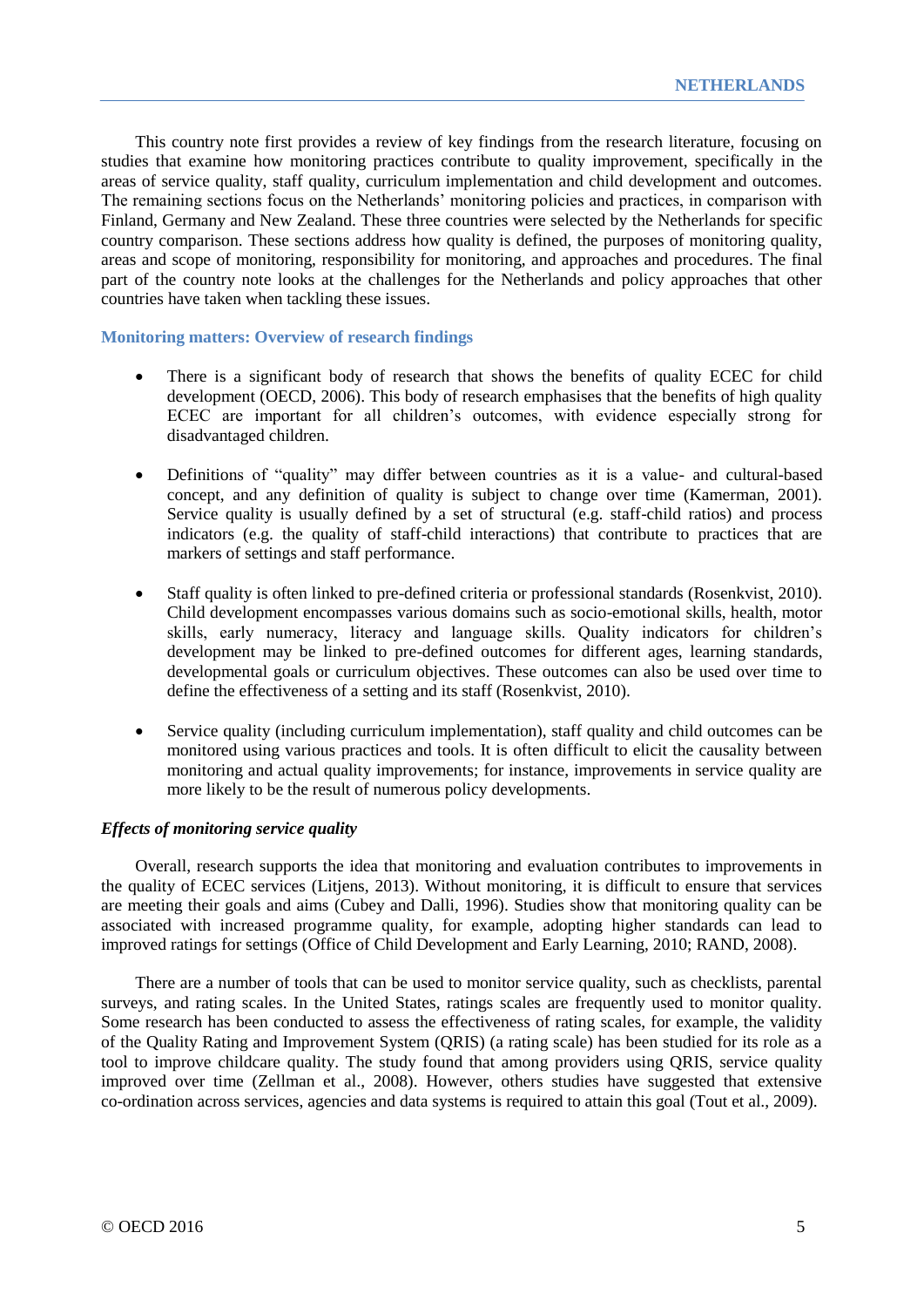This country note first provides a review of key findings from the research literature, focusing on studies that examine how monitoring practices contribute to quality improvement, specifically in the areas of service quality, staff quality, curriculum implementation and child development and outcomes. The remaining sections focus on the Netherlands' monitoring policies and practices, in comparison with Finland, Germany and New Zealand. These three countries were selected by the Netherlands for specific country comparison. These sections address how quality is defined, the purposes of monitoring quality, areas and scope of monitoring, responsibility for monitoring, and approaches and procedures. The final part of the country note looks at the challenges for the Netherlands and policy approaches that other countries have taken when tackling these issues.

## Monitoring matters: Overview of research findings

- There is a significant body of research that shows the benefits of quality ECEC for child development (OECD, 2006). This body of research emphasises that the benefits of high quality ECEC are important for all children's outcomes, with evidence especially strong for disadvantaged children.
- Definitions of "quality" may differ between countries as it is a value- and cultural-based concept, and any definition of quality is subject to change over time (Kamerman, 2001). Service quality is usually defined by a set of structural (e.g. staff-child ratios) and process indicators (e.g. the quality of staff-child interactions) that contribute to practices that are markers of settings and staff performance.
- Staff quality is often linked to pre-defined criteria or professional standards (Rosenkvist, 2010). Child development encompasses various domains such as socio-emotional skills, health, motor skills, early numeracy, literacy and language skills. Quality indicators for children's development may be linked to pre-defined outcomes for different ages, learning standards, developmental goals or curriculum objectives. These outcomes can also be used over time to define the effectiveness of a setting and its staff (Rosenkvist, 2010).
- Service quality (including curriculum implementation), staff quality and child outcomes can be monitored using various practices and tools. It is often difficult to elicit the causality between monitoring and actual quality improvements; for instance, improvements in service quality are more likely to be the result of numerous policy developments.

### *Effects of monitoring service quality*

Overall, research supports the idea that monitoring and evaluation contributes to improvements in the quality of ECEC services (Litjens, 2013). Without monitoring, it is difficult to ensure that services are meeting their goals and aims (Cubey and Dalli, 1996). Studies show that monitoring quality can be associated with increased programme quality, for example, adopting higher standards can lead to improved ratings for settings (Office of Child Development and Early Learning, 2010; RAND, 2008).

There are a number of tools that can be used to monitor service quality, such as checklists, parental surveys, and rating scales. In the United States, ratings scales are frequently used to monitor quality. Some research has been conducted to assess the effectiveness of rating scales, for example, the validity of the Quality Rating and Improvement System (QRIS) (a rating scale) has been studied for its role as a tool to improve childcare quality. The study found that among providers using QRIS, service quality improved over time (Zellman et al., 2008). However, others studies have suggested that extensive co-ordination across services, agencies and data systems is required to attain this goal (Tout et al., 2009).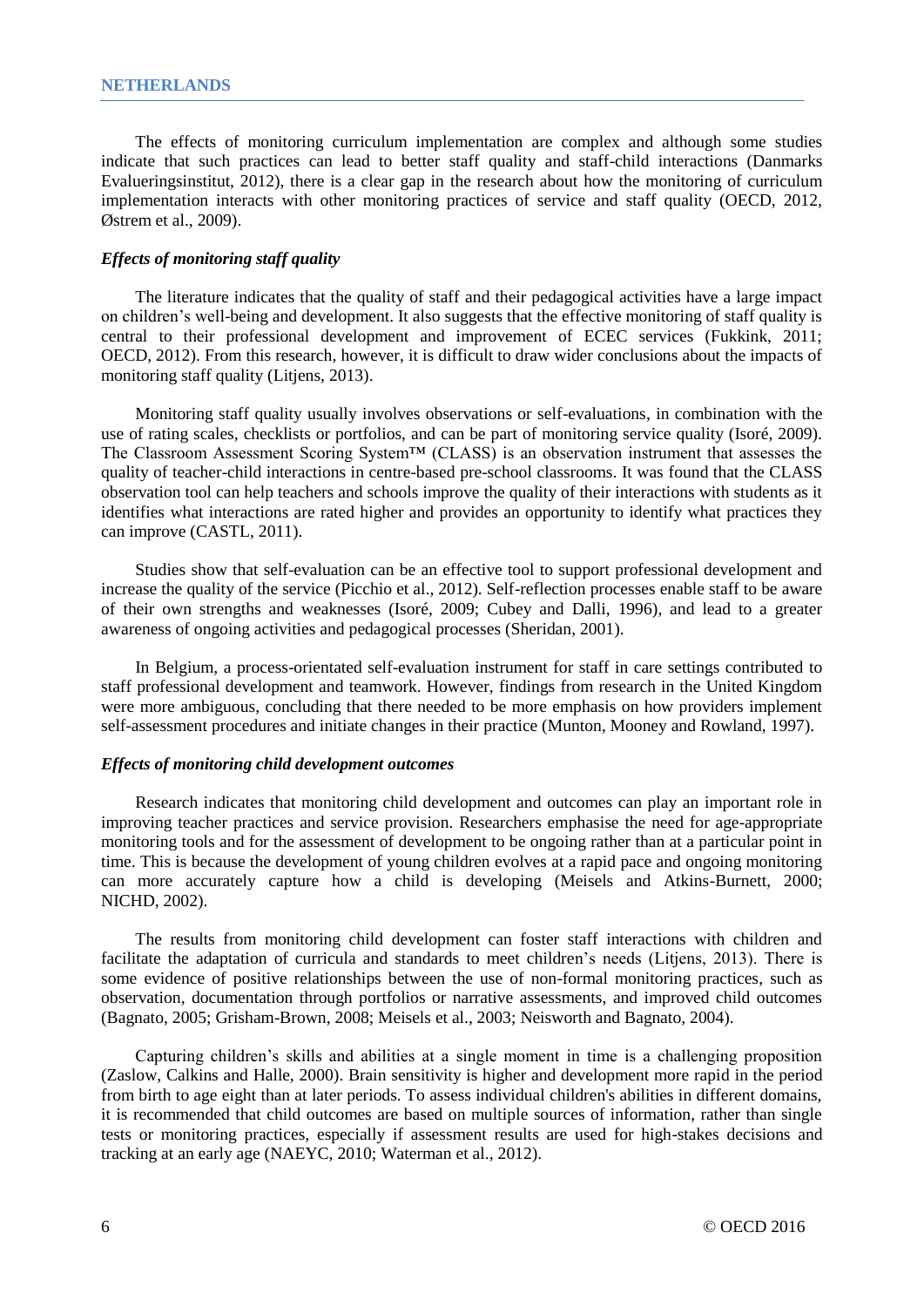The effects of monitoring curriculum implementation are complex and although some studies indicate that such practices can lead to better staff quality and staff-child interactions (Danmarks Evalueringsinstitut, 2012), there is a clear gap in the research about how the monitoring of curriculum implementation interacts with other monitoring practices of service and staff quality (OECD, 2012, Østrem et al., 2009).

### *Effects of monitoring staff quality*

The literature indicates that the quality of staff and their pedagogical activities have a large impact on children's well-being and development. It also suggests that the effective monitoring of staff quality is central to their professional development and improvement of ECEC services (Fukkink, 2011; OECD, 2012). From this research, however, it is difficult to draw wider conclusions about the impacts of monitoring staff quality (Litjens, 2013).

Monitoring staff quality usually involves observations or self-evaluations, in combination with the use of rating scales, checklists or portfolios, and can be part of monitoring service quality (Isoré, 2009). The Classroom Assessment Scoring System™ (CLASS) is an observation instrument that assesses the quality of teacher-child interactions in centre-based pre-school classrooms. It was found that the CLASS observation tool can help teachers and schools improve the quality of their interactions with students as it identifies what interactions are rated higher and provides an opportunity to identify what practices they can improve (CASTL, 2011).

Studies show that self-evaluation can be an effective tool to support professional development and increase the quality of the service (Picchio et al., 2012). Self-reflection processes enable staff to be aware of their own strengths and weaknesses (Isoré, 2009; Cubey and Dalli, 1996), and lead to a greater awareness of ongoing activities and pedagogical processes (Sheridan, 2001).

In Belgium, a process-orientated self-evaluation instrument for staff in care settings contributed to staff professional development and teamwork. However, findings from research in the United Kingdom were more ambiguous, concluding that there needed to be more emphasis on how providers implement self-assessment procedures and initiate changes in their practice (Munton, Mooney and Rowland, 1997).

### *Effects of monitoring child development outcomes*

Research indicates that monitoring child development and outcomes can play an important role in improving teacher practices and service provision. Researchers emphasise the need for age-appropriate monitoring tools and for the assessment of development to be ongoing rather than at a particular point in time. This is because the development of young children evolves at a rapid pace and ongoing monitoring can more accurately capture how a child is developing (Meisels and Atkins-Burnett, 2000; NICHD, 2002).

The results from monitoring child development can foster staff interactions with children and facilitate the adaptation of curricula and standards to meet children's needs (Litjens, 2013). There is some evidence of positive relationships between the use of non-formal monitoring practices, such as observation, documentation through portfolios or narrative assessments, and improved child outcomes (Bagnato, 2005; Grisham-Brown, 2008; Meisels et al., 2003; Neisworth and Bagnato, 2004).

Capturing children's skills and abilities at a single moment in time is a challenging proposition (Zaslow, Calkins and Halle, 2000). Brain sensitivity is higher and development more rapid in the period from birth to age eight than at later periods. To assess individual children's abilities in different domains, it is recommended that child outcomes are based on multiple sources of information, rather than single tests or monitoring practices, especially if assessment results are used for high-stakes decisions and tracking at an early age (NAEYC, 2010; Waterman et al., 2012).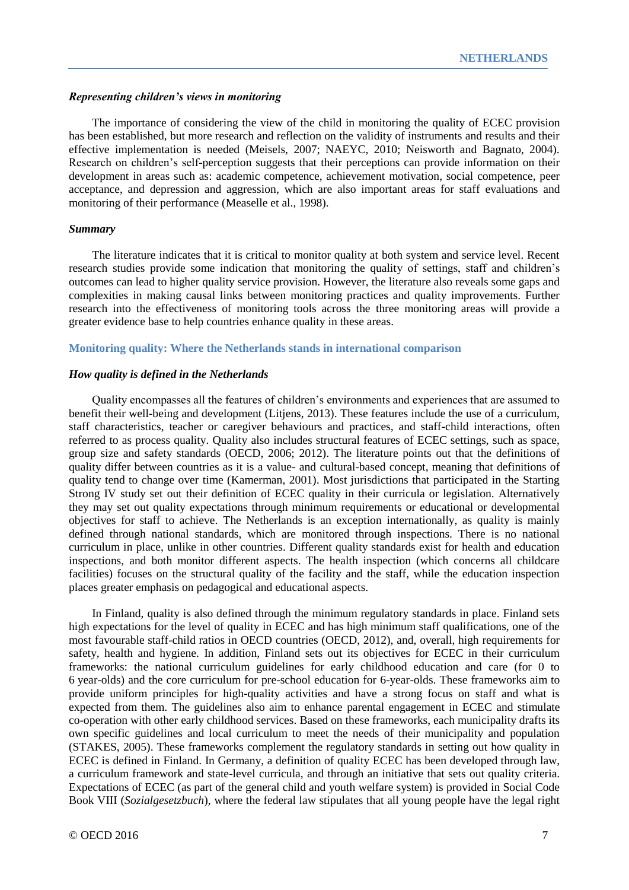### *Representing children's views in monitoring*

The importance of considering the view of the child in monitoring the quality of ECEC provision has been established, but more research and reflection on the validity of instruments and results and their effective implementation is needed (Meisels, 2007; NAEYC, 2010; Neisworth and Bagnato, 2004). Research on children's self-perception suggests that their perceptions can provide information on their development in areas such as: academic competence, achievement motivation, social competence, peer acceptance, and depression and aggression, which are also important areas for staff evaluations and monitoring of their performance (Measelle et al., 1998).

### *Summary*

The literature indicates that it is critical to monitor quality at both system and service level. Recent research studies provide some indication that monitoring the quality of settings, staff and children's outcomes can lead to higher quality service provision. However, the literature also reveals some gaps and complexities in making causal links between monitoring practices and quality improvements. Further research into the effectiveness of monitoring tools across the three monitoring areas will provide a greater evidence base to help countries enhance quality in these areas.

## Monitoring quality: Where the Netherlands stands in international comparison

### *How quality is defined in the Netherlands*

Quality encompasses all the features of children's environments and experiences that are assumed to benefit their well-being and development (Litjens, 2013). These features include the use of a curriculum, staff characteristics, teacher or caregiver behaviours and practices, and staff-child interactions, often referred to as process quality. Quality also includes structural features of ECEC settings, such as space, group size and safety standards (OECD, 2006; 2012). The literature points out that the definitions of quality differ between countries as it is a value- and cultural-based concept, meaning that definitions of quality tend to change over time (Kamerman, 2001). Most jurisdictions that participated in the Starting Strong IV study set out their definition of ECEC quality in their curricula or legislation. Alternatively they may set out quality expectations through minimum requirements or educational or developmental objectives for staff to achieve. The Netherlands is an exception internationally, as quality is mainly defined through national standards, which are monitored through inspections. There is no national curriculum in place, unlike in other countries. Different quality standards exist for health and education inspections, and both monitor different aspects. The health inspection (which concerns all childcare facilities) focuses on the structural quality of the facility and the staff, while the education inspection places greater emphasis on pedagogical and educational aspects.

In Finland, quality is also defined through the minimum regulatory standards in place. Finland sets high expectations for the level of quality in ECEC and has high minimum staff qualifications, one of the most favourable staff-child ratios in OECD countries (OECD, 2012), and, overall, high requirements for safety, health and hygiene. In addition, Finland sets out its objectives for ECEC in their curriculum frameworks: the national curriculum guidelines for early childhood education and care (for 0 to 6 year-olds) and the core curriculum for pre-school education for 6-year-olds. These frameworks aim to provide uniform principles for high-quality activities and have a strong focus on staff and what is expected from them. The guidelines also aim to enhance parental engagement in ECEC and stimulate co-operation with other early childhood services. Based on these frameworks, each municipality drafts its own specific guidelines and local curriculum to meet the needs of their municipality and population (STAKES, 2005). These frameworks complement the regulatory standards in setting out how quality in ECEC is defined in Finland. In Germany, a definition of quality ECEC has been developed through law, a curriculum framework and state-level curricula, and through an initiative that sets out quality criteria. Expectations of ECEC (as part of the general child and youth welfare system) is provided in Social Code Book VIII (*Sozialgesetzbuch*), where the federal law stipulates that all young people have the legal right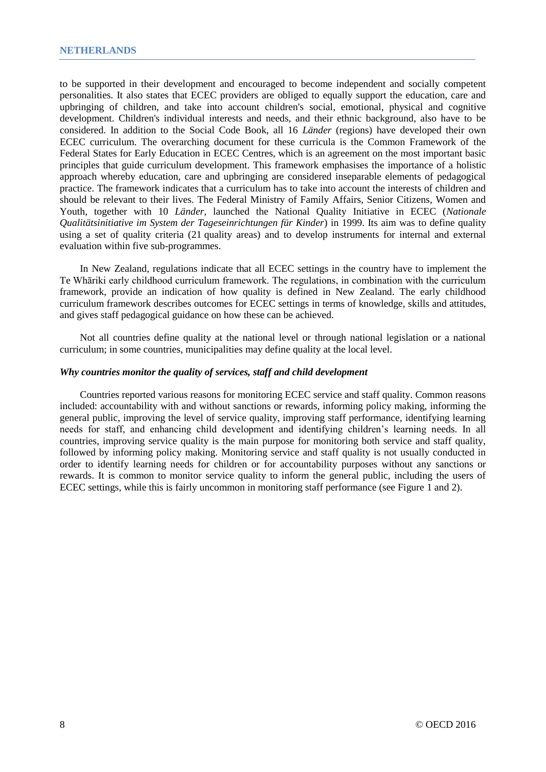to be supported in their development and encouraged to become independent and socially competent personalities. It also states that ECEC providers are obliged to equally support the education, care and upbringing of children, and take into account children's social, emotional, physical and cognitive development. Children's individual interests and needs, and their ethnic background, also have to be considered. In addition to the Social Code Book, all 16 *Länder* (regions) have developed their own ECEC curriculum. The overarching document for these curricula is the Common Framework of the Federal States for Early Education in ECEC Centres, which is an agreement on the most important basic principles that guide curriculum development. This framework emphasises the importance of a holistic approach whereby education, care and upbringing are considered inseparable elements of pedagogical practice. The framework indicates that a curriculum has to take into account the interests of children and should be relevant to their lives. The Federal Ministry of Family Affairs, Senior Citizens, Women and Youth, together with 10 *Länder*, launched the National Quality Initiative in ECEC (*Nationale Qualitätsinitiative im System der Tageseinrichtungen für Kinder*) in 1999. Its aim was to define quality using a set of quality criteria (21 quality areas) and to develop instruments for internal and external evaluation within five sub-programmes.

In New Zealand, regulations indicate that all ECEC settings in the country have to implement the Te Whāriki early childhood curriculum framework. The regulations, in combination with the curriculum framework, provide an indication of how quality is defined in New Zealand. The early childhood curriculum framework describes outcomes for ECEC settings in terms of knowledge, skills and attitudes, and gives staff pedagogical guidance on how these can be achieved.

Not all countries define quality at the national level or through national legislation or a national curriculum; in some countries, municipalities may define quality at the local level.

***Why countries monitor the quality of services, staff and child development***

Countries reported various reasons for monitoring ECEC service and staff quality. Common reasons included: accountability with and without sanctions or rewards, informing policy making, informing the general public, improving the level of service quality, improving staff performance, identifying learning needs for staff, and enhancing child development and identifying children's learning needs. In all countries, improving service quality is the main purpose for monitoring both service and staff quality, followed by informing policy making. Monitoring service and staff quality is not usually conducted in order to identify learning needs for children or for accountability purposes without any sanctions or rewards. It is common to monitor service quality to inform the general public, including the users of ECEC settings, while this is fairly uncommon in monitoring staff performance (see Figure 1 and 2).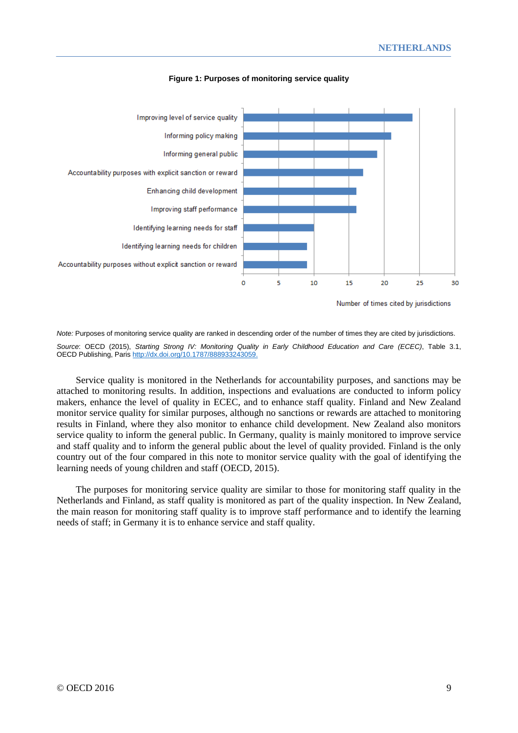**Figure 1: Purposes of monitoring service quality**

| Purpose | Number of times cited by jurisdictions |
|---|---|
| Improving level of service quality | 24 |
| Informing policy making | 21 |
| Informing general public | 19 |
| Accountability purposes with explicit sanction or reward | 17 |
| Enhancing child development | 16 |
| Improving staff performance | 16 |
| Identifying learning needs for staff | 10 |
| Identifying learning needs for children | 9 |
| Accountability purposes without explicit sanction or reward | 9 |

*Note:* Purposes of monitoring service quality are ranked in descending order of the number of times they are cited by jurisdictions.

*Source*: OECD (2015), *Starting Strong IV: Monitoring Quality in Early Childhood Education and Care (ECEC)*, Table 3.1, OECD Publishing, Paris http://dx.doi.org/10.1787/888933243059.

Service quality is monitored in the Netherlands for accountability purposes, and sanctions may be attached to monitoring results. In addition, inspections and evaluations are conducted to inform policy makers, enhance the level of quality in ECEC, and to enhance staff quality. Finland and New Zealand monitor service quality for similar purposes, although no sanctions or rewards are attached to monitoring results in Finland, where they also monitor to enhance child development. New Zealand also monitors service quality to inform the general public. In Germany, quality is mainly monitored to improve service and staff quality and to inform the general public about the level of quality provided. Finland is the only country out of the four compared in this note to monitor service quality with the goal of identifying the learning needs of young children and staff (OECD, 2015).

The purposes for monitoring service quality are similar to those for monitoring staff quality in the Netherlands and Finland, as staff quality is monitored as part of the quality inspection. In New Zealand, the main reason for monitoring staff quality is to improve staff performance and to identify the learning needs of staff; in Germany it is to enhance service and staff quality.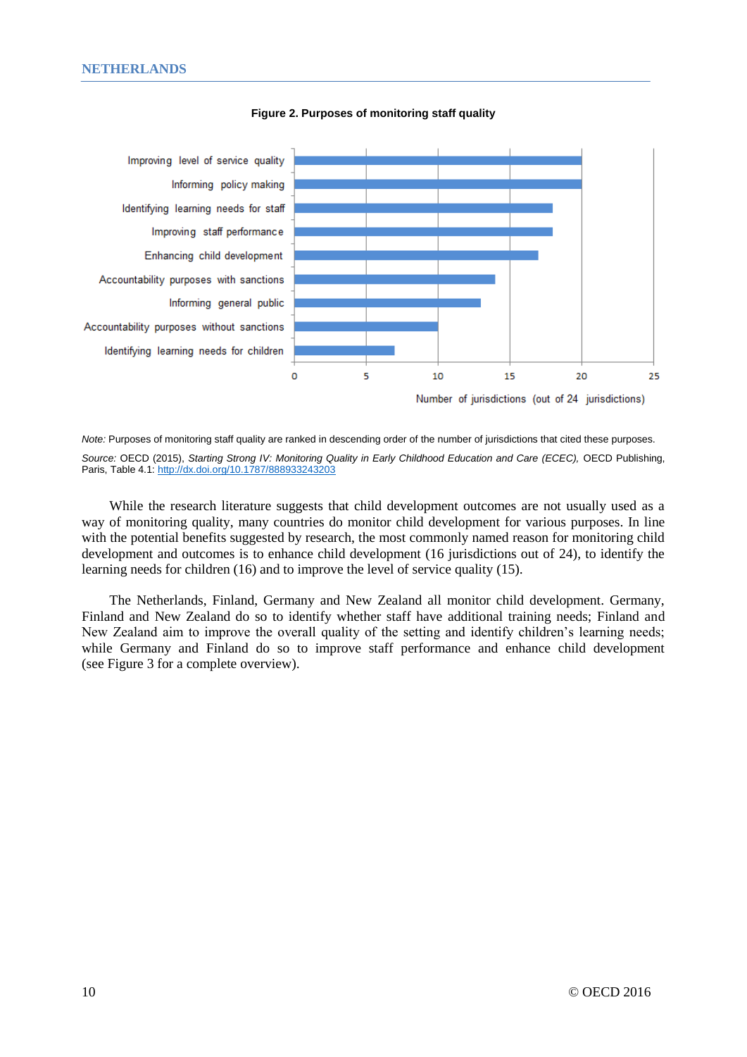**Figure 2. Purposes of monitoring staff quality**

| Purpose | Number of jurisdictions (out of 24 jurisdictions) |
|---|---|
| Improving level of service quality | 20 |
| Informing policy making | 20 |
| Identifying learning needs for staff | 18 |
| Improving staff performance | 18 |
| Enhancing child development | 17 |
| Accountability purposes with sanctions | 14 |
| Informing general public | 13 |
| Accountability purposes without sanctions | 10 |
| Identifying learning needs for children | 7 |

*Note:* Purposes of monitoring staff quality are ranked in descending order of the number of jurisdictions that cited these purposes.

*Source:* OECD (2015), *Starting Strong IV: Monitoring Quality in Early Childhood Education and Care (ECEC),* OECD Publishing, Paris, Table 4.1: http://dx.doi.org/10.1787/888933243203

While the research literature suggests that child development outcomes are not usually used as a way of monitoring quality, many countries do monitor child development for various purposes. In line with the potential benefits suggested by research, the most commonly named reason for monitoring child development and outcomes is to enhance child development (16 jurisdictions out of 24), to identify the learning needs for children (16) and to improve the level of service quality (15).

The Netherlands, Finland, Germany and New Zealand all monitor child development. Germany, Finland and New Zealand do so to identify whether staff have additional training needs; Finland and New Zealand aim to improve the overall quality of the setting and identify children's learning needs; while Germany and Finland do so to improve staff performance and enhance child development (see Figure 3 for a complete overview).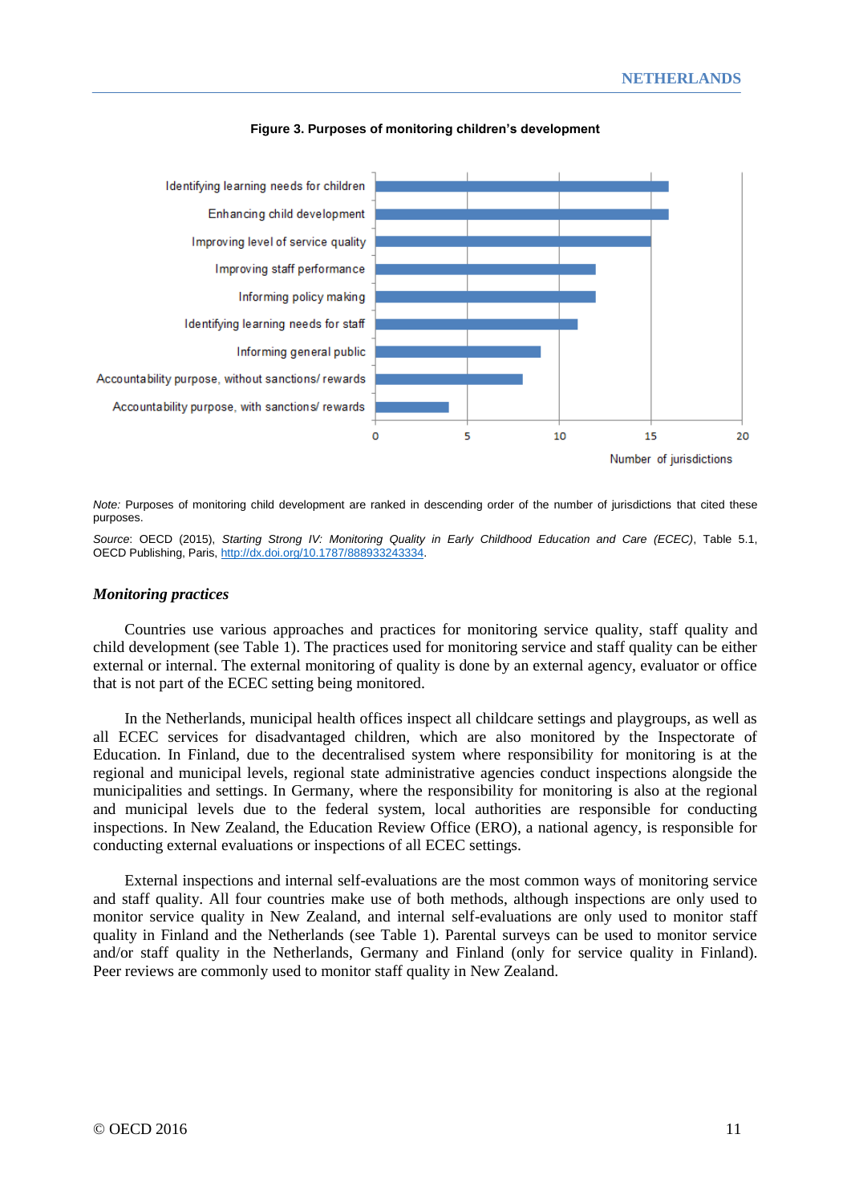**Figure 3. Purposes of monitoring children's development**

| Purpose | Number of jurisdictions |
|---|---|
| Identifying learning needs for children | 16 |
| Enhancing child development | 16 |
| Improving level of service quality | 15 |
| Improving staff performance | 12 |
| Informing policy making | 12 |
| Identifying learning needs for staff | 11 |
| Informing general public | 9 |
| Accountability purpose, without sanctions/ rewards | 8 |
| Accountability purpose, with sanctions/ rewards | 4 |

*Note:* Purposes of monitoring child development are ranked in descending order of the number of jurisdictions that cited these purposes.

*Source*: OECD (2015), *Starting Strong IV: Monitoring Quality in Early Childhood Education and Care (ECEC)*, Table 5.1, OECD Publishing, Paris, http://dx.doi.org/10.1787/888933243334.

### *Monitoring practices*

Countries use various approaches and practices for monitoring service quality, staff quality and child development (see Table 1). The practices used for monitoring service and staff quality can be either external or internal. The external monitoring of quality is done by an external agency, evaluator or office that is not part of the ECEC setting being monitored.

In the Netherlands, municipal health offices inspect all childcare settings and playgroups, as well as all ECEC services for disadvantaged children, which are also monitored by the Inspectorate of Education. In Finland, due to the decentralised system where responsibility for monitoring is at the regional and municipal levels, regional state administrative agencies conduct inspections alongside the municipalities and settings. In Germany, where the responsibility for monitoring is also at the regional and municipal levels due to the federal system, local authorities are responsible for conducting inspections. In New Zealand, the Education Review Office (ERO), a national agency, is responsible for conducting external evaluations or inspections of all ECEC settings.

External inspections and internal self-evaluations are the most common ways of monitoring service and staff quality. All four countries make use of both methods, although inspections are only used to monitor service quality in New Zealand, and internal self-evaluations are only used to monitor staff quality in Finland and the Netherlands (see Table 1). Parental surveys can be used to monitor service and/or staff quality in the Netherlands, Germany and Finland (only for service quality in Finland). Peer reviews are commonly used to monitor staff quality in New Zealand.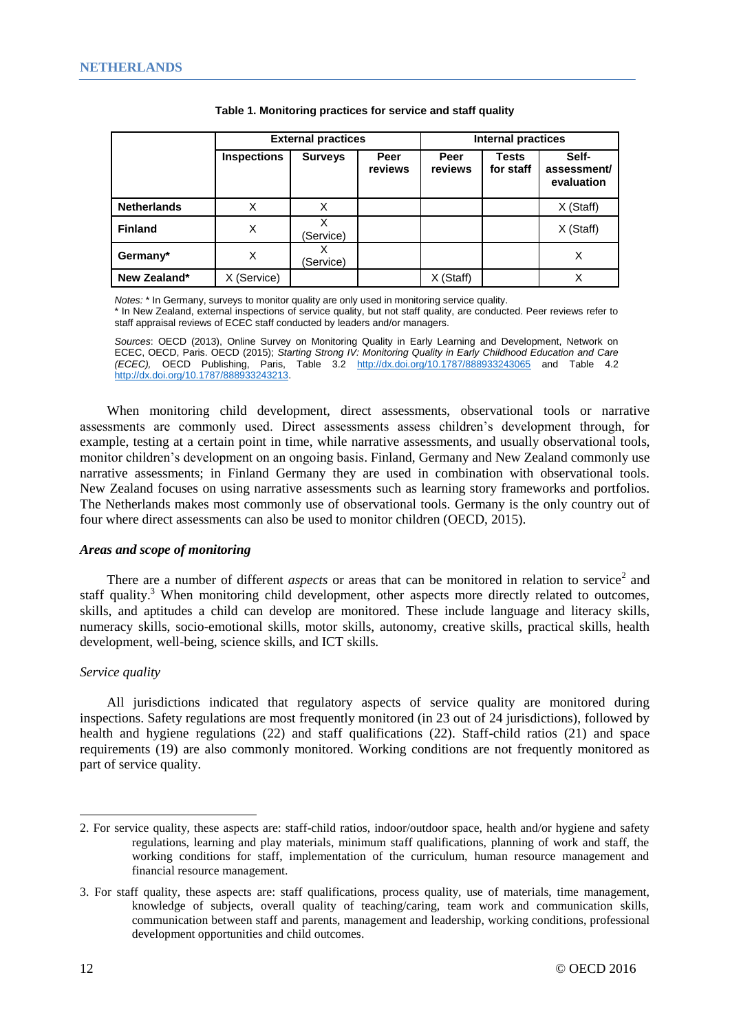**Table 1. Monitoring practices for service and staff quality**

| | External practices | | | Internal practices | | |
|---|---|---|---|---|---|---|
| | Inspections | Surveys | Peer reviews | Peer reviews | Tests for staff | Self-assessment/ evaluation |
| **Netherlands** | X | X | | | | X (Staff) |
| **Finland** | X | X (Service) | | | | X (Staff) |
| **Germany*** | X | X (Service) | | | | X |
| **New Zealand*** | X (Service) | | | X (Staff) | | X |

*Notes:* * In Germany, surveys to monitor quality are only used in monitoring service quality.
* In New Zealand, external inspections of service quality, but not staff quality, are conducted. Peer reviews refer to staff appraisal reviews of ECEC staff conducted by leaders and/or managers.

*Sources*: OECD (2013), Online Survey on Monitoring Quality in Early Learning and Development, Network on ECEC, OECD, Paris. OECD (2015); *Starting Strong IV: Monitoring Quality in Early Childhood Education and Care (ECEC),* OECD Publishing, Paris, Table 3.2 http://dx.doi.org/10.1787/888933243065 and Table 4.2 http://dx.doi.org/10.1787/888933243213.

When monitoring child development, direct assessments, observational tools or narrative assessments are commonly used. Direct assessments assess children's development through, for example, testing at a certain point in time, while narrative assessments, and usually observational tools, monitor children's development on an ongoing basis. Finland, Germany and New Zealand commonly use narrative assessments; in Finland Germany they are used in combination with observational tools. New Zealand focuses on using narrative assessments such as learning story frameworks and portfolios. The Netherlands makes most commonly use of observational tools. Germany is the only country out of four where direct assessments can also be used to monitor children (OECD, 2015).

### *Areas and scope of monitoring*

There are a number of different *aspects* or areas that can be monitored in relation to service[2] and staff quality.[3] When monitoring child development, other aspects more directly related to outcomes, skills, and aptitudes a child can develop are monitored. These include language and literacy skills, numeracy skills, socio-emotional skills, motor skills, autonomy, creative skills, practical skills, health development, well-being, science skills, and ICT skills.

#### *Service quality*

All jurisdictions indicated that regulatory aspects of service quality are monitored during inspections. Safety regulations are most frequently monitored (in 23 out of 24 jurisdictions), followed by health and hygiene regulations (22) and staff qualifications (22). Staff-child ratios (21) and space requirements (19) are also commonly monitored. Working conditions are not frequently monitored as part of service quality.

---

2. For service quality, these aspects are: staff-child ratios, indoor/outdoor space, health and/or hygiene and safety regulations, learning and play materials, minimum staff qualifications, planning of work and staff, the working conditions for staff, implementation of the curriculum, human resource management and financial resource management.

3. For staff quality, these aspects are: staff qualifications, process quality, use of materials, time management, knowledge of subjects, overall quality of teaching/caring, team work and communication skills, communication between staff and parents, management and leadership, working conditions, professional development opportunities and child outcomes.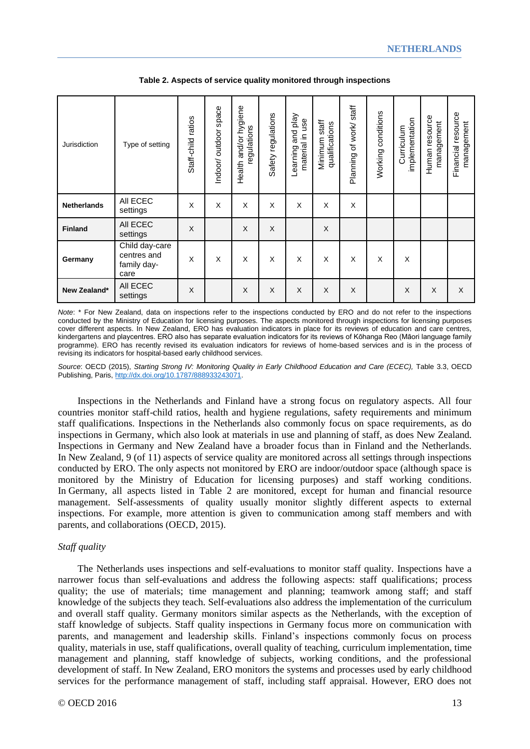**Table 2. Aspects of service quality monitored through inspections**

| Jurisdiction | Type of setting | Staff-child ratios | Indoor/ outdoor space | Health and/or hygiene regulations | Safety regulations | Learning and play material in use | Minimum staff qualifications | Planning of work/ staff | Working conditions | Curriculum implementation | Human resource management | Financial resource management |
|---|---|---|---|---|---|---|---|---|---|---|---|---|
| **Netherlands** | All ECEC settings | X | X | X | X | X | X | X | | | | |
| **Finland** | All ECEC settings | X | | X | X | | X | | | | | |
| **Germany** | Child day-care centres and family day-care | X | X | X | X | X | X | X | X | X | | |
| **New Zealand*** | All ECEC settings | X | | X | X | X | X | X | | X | X | X |

*Note*: * For New Zealand, data on inspections refer to the inspections conducted by ERO and do not refer to the inspections conducted by the Ministry of Education for licensing purposes. The aspects monitored through inspections for licensing purposes cover different aspects. In New Zealand, ERO has evaluation indicators in place for its reviews of education and care centres, kindergartens and playcentres. ERO also has separate evaluation indicators for its reviews of Kōhanga Reo (Māori language family programme). ERO has recently revised its evaluation indicators for reviews of home-based services and is in the process of revising its indicators for hospital-based early childhood services.

*Source*: OECD (2015), *Starting Strong IV: Monitoring Quality in Early Childhood Education and Care (ECEC)*, Table 3.3, OECD Publishing, Paris, http://dx.doi.org/10.1787/888933243071.

Inspections in the Netherlands and Finland have a strong focus on regulatory aspects. All four countries monitor staff-child ratios, health and hygiene regulations, safety requirements and minimum staff qualifications. Inspections in the Netherlands also commonly focus on space requirements, as do inspections in Germany, which also look at materials in use and planning of staff, as does New Zealand. Inspections in Germany and New Zealand have a broader focus than in Finland and the Netherlands. In New Zealand, 9 (of 11) aspects of service quality are monitored across all settings through inspections conducted by ERO. The only aspects not monitored by ERO are indoor/outdoor space (although space is monitored by the Ministry of Education for licensing purposes) and staff working conditions. In Germany, all aspects listed in Table 2 are monitored, except for human and financial resource management. Self-assessments of quality usually monitor slightly different aspects to external inspections. For example, more attention is given to communication among staff members and with parents, and collaborations (OECD, 2015).

*Staff quality*

The Netherlands uses inspections and self-evaluations to monitor staff quality. Inspections have a narrower focus than self-evaluations and address the following aspects: staff qualifications; process quality; the use of materials; time management and planning; teamwork among staff; and staff knowledge of the subjects they teach. Self-evaluations also address the implementation of the curriculum and overall staff quality. Germany monitors similar aspects as the Netherlands, with the exception of staff knowledge of subjects. Staff quality inspections in Germany focus more on communication with parents, and management and leadership skills. Finland's inspections commonly focus on process quality, materials in use, staff qualifications, overall quality of teaching, curriculum implementation, time management and planning, staff knowledge of subjects, working conditions, and the professional development of staff. In New Zealand, ERO monitors the systems and processes used by early childhood services for the performance management of staff, including staff appraisal. However, ERO does not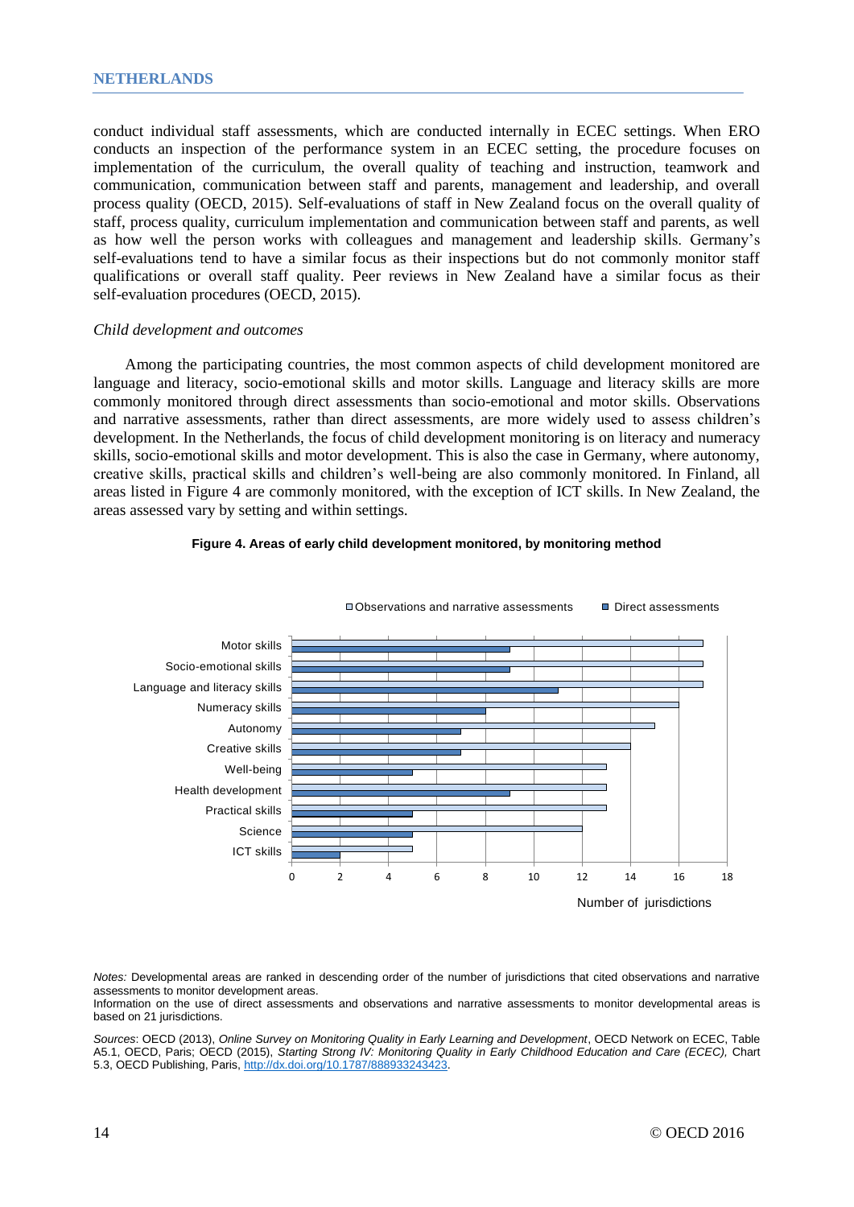conduct individual staff assessments, which are conducted internally in ECEC settings. When ERO conducts an inspection of the performance system in an ECEC setting, the procedure focuses on implementation of the curriculum, the overall quality of teaching and instruction, teamwork and communication, communication between staff and parents, management and leadership, and overall process quality (OECD, 2015). Self-evaluations of staff in New Zealand focus on the overall quality of staff, process quality, curriculum implementation and communication between staff and parents, as well as how well the person works with colleagues and management and leadership skills. Germany's self-evaluations tend to have a similar focus as their inspections but do not commonly monitor staff qualifications or overall staff quality. Peer reviews in New Zealand have a similar focus as their self-evaluation procedures (OECD, 2015).

*Child development and outcomes*

Among the participating countries, the most common aspects of child development monitored are language and literacy, socio-emotional skills and motor skills. Language and literacy skills are more commonly monitored through direct assessments than socio-emotional and motor skills. Observations and narrative assessments, rather than direct assessments, are more widely used to assess children's development. In the Netherlands, the focus of child development monitoring is on literacy and numeracy skills, socio-emotional skills and motor development. This is also the case in Germany, where autonomy, creative skills, practical skills and children's well-being are also commonly monitored. In Finland, all areas listed in Figure 4 are commonly monitored, with the exception of ICT skills. In New Zealand, the areas assessed vary by setting and within settings.

**Figure 4. Areas of early child development monitored, by monitoring method**

| Area | Observations and narrative assessments | Direct assessments |
|---|---|---|
| Motor skills | 17 | 9 |
| Socio-emotional skills | 17 | 9 |
| Language and literacy skills | 17 | 11 |
| Numeracy skills | 16 | 8 |
| Autonomy | 15 | 7 |
| Creative skills | 14 | 7 |
| Well-being | 13 | 5 |
| Health development | 13 | 9 |
| Practical skills | 13 | 5 |
| Science | 12 | 5 |
| ICT skills | 5 | 2 |

Number of jurisdictions

*Notes:* Developmental areas are ranked in descending order of the number of jurisdictions that cited observations and narrative assessments to monitor development areas.

Information on the use of direct assessments and observations and narrative assessments to monitor developmental areas is based on 21 jurisdictions.

*Sources*: OECD (2013), *Online Survey on Monitoring Quality in Early Learning and Development*, OECD Network on ECEC, Table A5.1, OECD, Paris; OECD (2015), *Starting Strong IV: Monitoring Quality in Early Childhood Education and Care (ECEC),* Chart 5.3, OECD Publishing, Paris, http://dx.doi.org/10.1787/888933243423.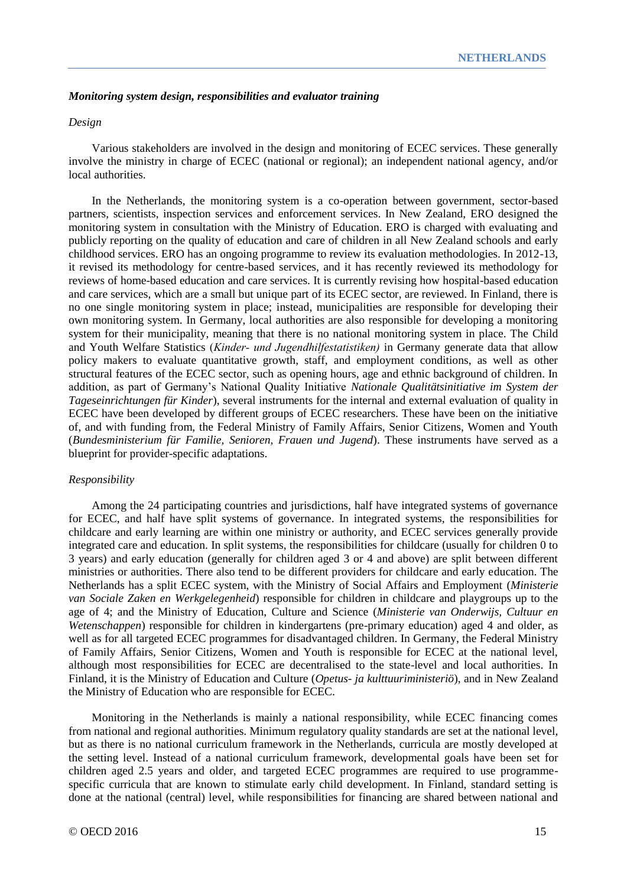### *Monitoring system design, responsibilities and evaluator training*

#### *Design*

Various stakeholders are involved in the design and monitoring of ECEC services. These generally involve the ministry in charge of ECEC (national or regional); an independent national agency, and/or local authorities.

In the Netherlands, the monitoring system is a co-operation between government, sector-based partners, scientists, inspection services and enforcement services. In New Zealand, ERO designed the monitoring system in consultation with the Ministry of Education. ERO is charged with evaluating and publicly reporting on the quality of education and care of children in all New Zealand schools and early childhood services. ERO has an ongoing programme to review its evaluation methodologies. In 2012-13, it revised its methodology for centre-based services, and it has recently reviewed its methodology for reviews of home-based education and care services. It is currently revising how hospital-based education and care services, which are a small but unique part of its ECEC sector, are reviewed. In Finland, there is no one single monitoring system in place; instead, municipalities are responsible for developing their own monitoring system. In Germany, local authorities are also responsible for developing a monitoring system for their municipality, meaning that there is no national monitoring system in place. The Child and Youth Welfare Statistics (*Kinder- und Jugendhilfestatistiken)* in Germany generate data that allow policy makers to evaluate quantitative growth, staff, and employment conditions, as well as other structural features of the ECEC sector, such as opening hours, age and ethnic background of children. In addition, as part of Germany's National Quality Initiative *Nationale Qualitätsinitiative im System der Tageseinrichtungen für Kinder*), several instruments for the internal and external evaluation of quality in ECEC have been developed by different groups of ECEC researchers. These have been on the initiative of, and with funding from, the Federal Ministry of Family Affairs, Senior Citizens, Women and Youth (*Bundesministerium für Familie, Senioren, Frauen und Jugend*). These instruments have served as a blueprint for provider-specific adaptations.

#### *Responsibility*

Among the 24 participating countries and jurisdictions, half have integrated systems of governance for ECEC, and half have split systems of governance. In integrated systems, the responsibilities for childcare and early learning are within one ministry or authority, and ECEC services generally provide integrated care and education. In split systems, the responsibilities for childcare (usually for children 0 to 3 years) and early education (generally for children aged 3 or 4 and above) are split between different ministries or authorities. There also tend to be different providers for childcare and early education. The Netherlands has a split ECEC system, with the Ministry of Social Affairs and Employment (*Ministerie van Sociale Zaken en Werkgelegenheid*) responsible for children in childcare and playgroups up to the age of 4; and the Ministry of Education, Culture and Science (*Ministerie van Onderwijs, Cultuur en Wetenschappen*) responsible for children in kindergartens (pre-primary education) aged 4 and older, as well as for all targeted ECEC programmes for disadvantaged children. In Germany, the Federal Ministry of Family Affairs, Senior Citizens, Women and Youth is responsible for ECEC at the national level, although most responsibilities for ECEC are decentralised to the state-level and local authorities. In Finland, it is the Ministry of Education and Culture (*Opetus- ja kulttuuriministeriö*), and in New Zealand the Ministry of Education who are responsible for ECEC.

Monitoring in the Netherlands is mainly a national responsibility, while ECEC financing comes from national and regional authorities. Minimum regulatory quality standards are set at the national level, but as there is no national curriculum framework in the Netherlands, curricula are mostly developed at the setting level. Instead of a national curriculum framework, developmental goals have been set for children aged 2.5 years and older, and targeted ECEC programmes are required to use programme-specific curricula that are known to stimulate early child development. In Finland, standard setting is done at the national (central) level, while responsibilities for financing are shared between national and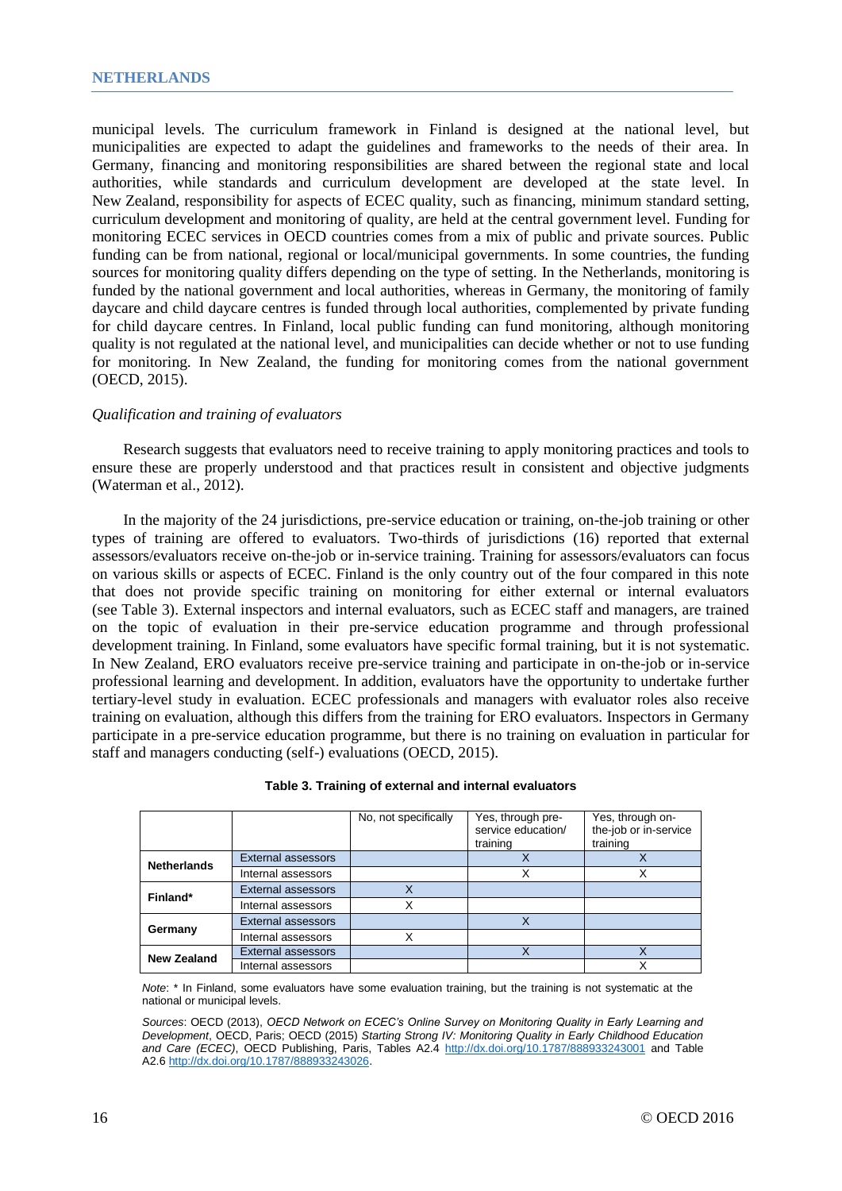municipal levels. The curriculum framework in Finland is designed at the national level, but municipalities are expected to adapt the guidelines and frameworks to the needs of their area. In Germany, financing and monitoring responsibilities are shared between the regional state and local authorities, while standards and curriculum development are developed at the state level. In New Zealand, responsibility for aspects of ECEC quality, such as financing, minimum standard setting, curriculum development and monitoring of quality, are held at the central government level. Funding for monitoring ECEC services in OECD countries comes from a mix of public and private sources. Public funding can be from national, regional or local/municipal governments. In some countries, the funding sources for monitoring quality differs depending on the type of setting. In the Netherlands, monitoring is funded by the national government and local authorities, whereas in Germany, the monitoring of family daycare and child daycare centres is funded through local authorities, complemented by private funding for child daycare centres. In Finland, local public funding can fund monitoring, although monitoring quality is not regulated at the national level, and municipalities can decide whether or not to use funding for monitoring. In New Zealand, the funding for monitoring comes from the national government (OECD, 2015).

*Qualification and training of evaluators*

Research suggests that evaluators need to receive training to apply monitoring practices and tools to ensure these are properly understood and that practices result in consistent and objective judgments (Waterman et al., 2012).

In the majority of the 24 jurisdictions, pre-service education or training, on-the-job training or other types of training are offered to evaluators. Two-thirds of jurisdictions (16) reported that external assessors/evaluators receive on-the-job or in-service training. Training for assessors/evaluators can focus on various skills or aspects of ECEC. Finland is the only country out of the four compared in this note that does not provide specific training on monitoring for either external or internal evaluators (see Table 3). External inspectors and internal evaluators, such as ECEC staff and managers, are trained on the topic of evaluation in their pre-service education programme and through professional development training. In Finland, some evaluators have specific formal training, but it is not systematic. In New Zealand, ERO evaluators receive pre-service training and participate in on-the-job or in-service professional learning and development. In addition, evaluators have the opportunity to undertake further tertiary-level study in evaluation. ECEC professionals and managers with evaluator roles also receive training on evaluation, although this differs from the training for ERO evaluators. Inspectors in Germany participate in a pre-service education programme, but there is no training on evaluation in particular for staff and managers conducting (self-) evaluations (OECD, 2015).

**Table 3. Training of external and internal evaluators**

| | | No, not specifically | Yes, through pre-service education/ training | Yes, through on-the-job or in-service training |
|---|---|---|---|---|
| **Netherlands** | External assessors | | X | X |
| | Internal assessors | | X | X |
| **Finland*** | External assessors | X | | |
| | Internal assessors | X | | |
| **Germany** | External assessors | | X | |
| | Internal assessors | X | | |
| **New Zealand** | External assessors | | X | X |
| | Internal assessors | | | X |

*Note*: * In Finland, some evaluators have some evaluation training, but the training is not systematic at the national or municipal levels.

*Sources*: OECD (2013), *OECD Network on ECEC's Online Survey on Monitoring Quality in Early Learning and Development*, OECD, Paris; OECD (2015) *Starting Strong IV: Monitoring Quality in Early Childhood Education and Care (ECEC)*, OECD Publishing, Paris, Tables A2.4 http://dx.doi.org/10.1787/888933243001 and Table A2.6 http://dx.doi.org/10.1787/888933243026.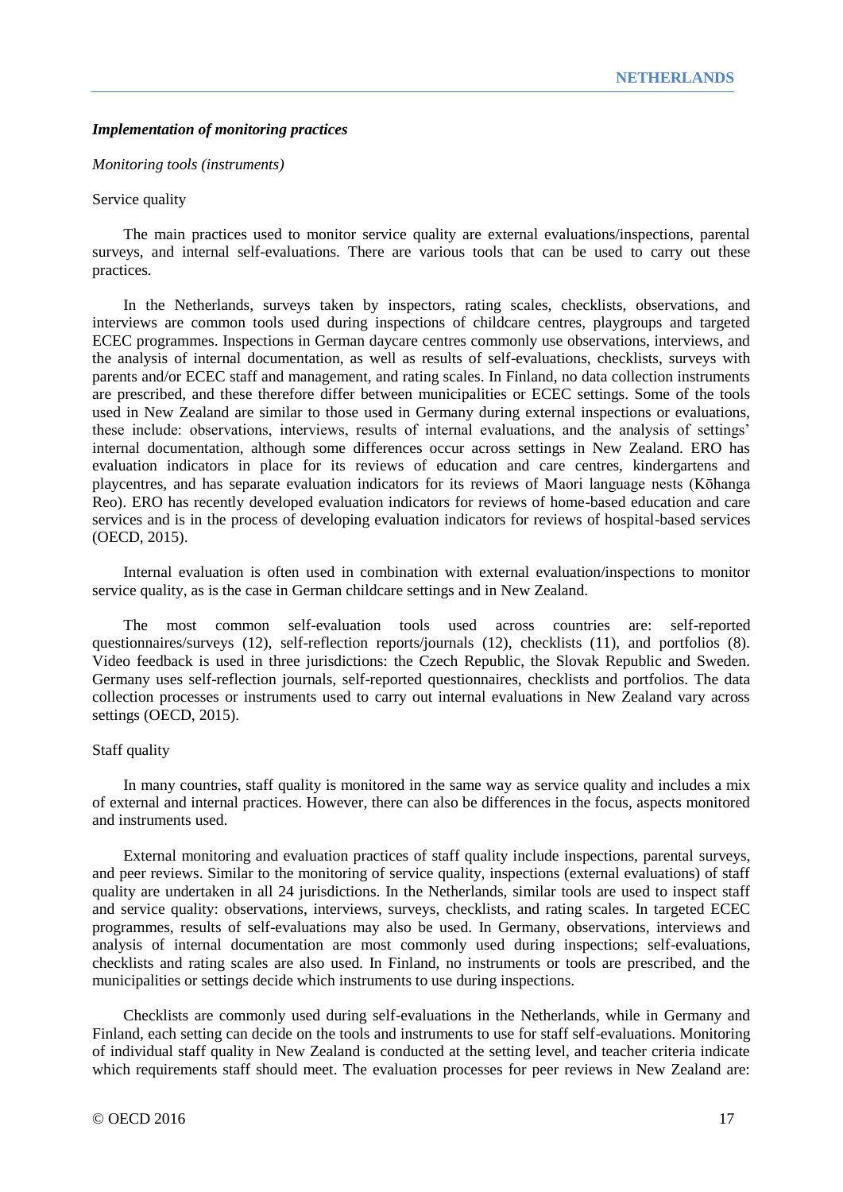### *Implementation of monitoring practices*

*Monitoring tools (instruments)*

Service quality

The main practices used to monitor service quality are external evaluations/inspections, parental surveys, and internal self-evaluations. There are various tools that can be used to carry out these practices.

In the Netherlands, surveys taken by inspectors, rating scales, checklists, observations, and interviews are common tools used during inspections of childcare centres, playgroups and targeted ECEC programmes. Inspections in German daycare centres commonly use observations, interviews, and the analysis of internal documentation, as well as results of self-evaluations, checklists, surveys with parents and/or ECEC staff and management, and rating scales. In Finland, no data collection instruments are prescribed, and these therefore differ between municipalities or ECEC settings. Some of the tools used in New Zealand are similar to those used in Germany during external inspections or evaluations, these include: observations, interviews, results of internal evaluations, and the analysis of settings' internal documentation, although some differences occur across settings in New Zealand. ERO has evaluation indicators in place for its reviews of education and care centres, kindergartens and playcentres, and has separate evaluation indicators for its reviews of Maori language nests (Kōhanga Reo). ERO has recently developed evaluation indicators for reviews of home-based education and care services and is in the process of developing evaluation indicators for reviews of hospital-based services (OECD, 2015).

Internal evaluation is often used in combination with external evaluation/inspections to monitor service quality, as is the case in German childcare settings and in New Zealand.

The most common self-evaluation tools used across countries are: self-reported questionnaires/surveys (12), self-reflection reports/journals (12), checklists (11), and portfolios (8). Video feedback is used in three jurisdictions: the Czech Republic, the Slovak Republic and Sweden. Germany uses self-reflection journals, self-reported questionnaires, checklists and portfolios. The data collection processes or instruments used to carry out internal evaluations in New Zealand vary across settings (OECD, 2015).

Staff quality

In many countries, staff quality is monitored in the same way as service quality and includes a mix of external and internal practices. However, there can also be differences in the focus, aspects monitored and instruments used.

External monitoring and evaluation practices of staff quality include inspections, parental surveys, and peer reviews. Similar to the monitoring of service quality, inspections (external evaluations) of staff quality are undertaken in all 24 jurisdictions. In the Netherlands, similar tools are used to inspect staff and service quality: observations, interviews, surveys, checklists, and rating scales. In targeted ECEC programmes, results of self-evaluations may also be used. In Germany, observations, interviews and analysis of internal documentation are most commonly used during inspections; self-evaluations, checklists and rating scales are also used. In Finland, no instruments or tools are prescribed, and the municipalities or settings decide which instruments to use during inspections.

Checklists are commonly used during self-evaluations in the Netherlands, while in Germany and Finland, each setting can decide on the tools and instruments to use for staff self-evaluations. Monitoring of individual staff quality in New Zealand is conducted at the setting level, and teacher criteria indicate which requirements staff should meet. The evaluation processes for peer reviews in New Zealand are: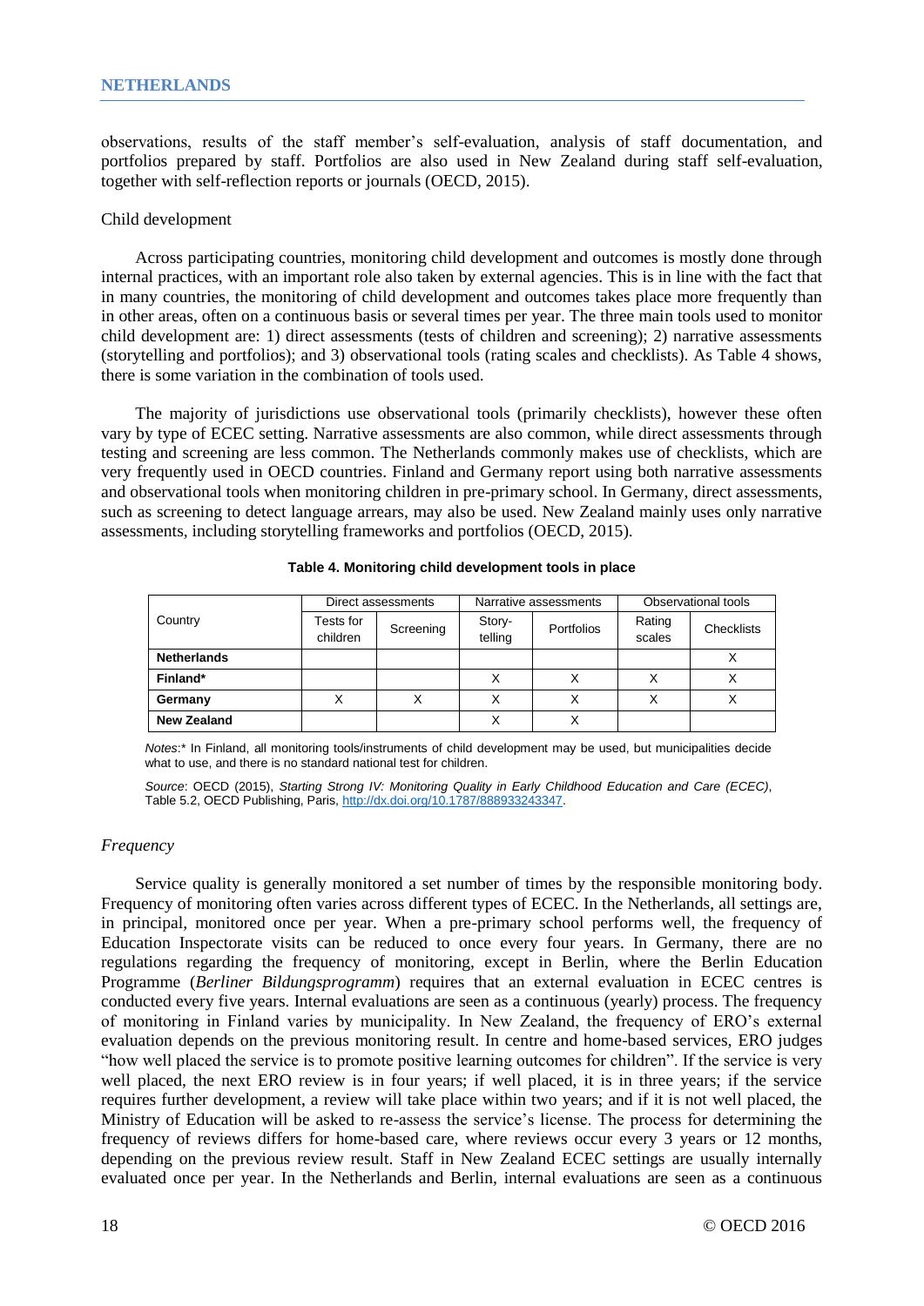observations, results of the staff member's self-evaluation, analysis of staff documentation, and portfolios prepared by staff. Portfolios are also used in New Zealand during staff self-evaluation, together with self-reflection reports or journals (OECD, 2015).

Child development

Across participating countries, monitoring child development and outcomes is mostly done through internal practices, with an important role also taken by external agencies. This is in line with the fact that in many countries, the monitoring of child development and outcomes takes place more frequently than in other areas, often on a continuous basis or several times per year. The three main tools used to monitor child development are: 1) direct assessments (tests of children and screening); 2) narrative assessments (storytelling and portfolios); and 3) observational tools (rating scales and checklists). As Table 4 shows, there is some variation in the combination of tools used.

The majority of jurisdictions use observational tools (primarily checklists), however these often vary by type of ECEC setting. Narrative assessments are also common, while direct assessments through testing and screening are less common. The Netherlands commonly makes use of checklists, which are very frequently used in OECD countries. Finland and Germany report using both narrative assessments and observational tools when monitoring children in pre-primary school. In Germany, direct assessments, such as screening to detect language arrears, may also be used. New Zealand mainly uses only narrative assessments, including storytelling frameworks and portfolios (OECD, 2015).

**Table 4. Monitoring child development tools in place**

| Country | Direct assessments | | Narrative assessments | | Observational tools | |
|---|---|---|---|---|---|---|
| | Tests for children | Screening | Story-telling | Portfolios | Rating scales | Checklists |
| **Netherlands** | | | | | | X |
| **Finland*** | | | X | X | X | X |
| **Germany** | X | X | X | X | X | X |
| **New Zealand** | | | X | X | | |

*Notes*:* In Finland, all monitoring tools/instruments of child development may be used, but municipalities decide what to use, and there is no standard national test for children.

*Source*: OECD (2015), *Starting Strong IV: Monitoring Quality in Early Childhood Education and Care (ECEC)*, Table 5.2, OECD Publishing, Paris, http://dx.doi.org/10.1787/888933243347.

*Frequency*

Service quality is generally monitored a set number of times by the responsible monitoring body. Frequency of monitoring often varies across different types of ECEC. In the Netherlands, all settings are, in principal, monitored once per year. When a pre-primary school performs well, the frequency of Education Inspectorate visits can be reduced to once every four years. In Germany, there are no regulations regarding the frequency of monitoring, except in Berlin, where the Berlin Education Programme (*Berliner Bildungsprogramm*) requires that an external evaluation in ECEC centres is conducted every five years. Internal evaluations are seen as a continuous (yearly) process. The frequency of monitoring in Finland varies by municipality. In New Zealand, the frequency of ERO's external evaluation depends on the previous monitoring result. In centre and home-based services, ERO judges "how well placed the service is to promote positive learning outcomes for children". If the service is very well placed, the next ERO review is in four years; if well placed, it is in three years; if the service requires further development, a review will take place within two years; and if it is not well placed, the Ministry of Education will be asked to re-assess the service's license. The process for determining the frequency of reviews differs for home-based care, where reviews occur every 3 years or 12 months, depending on the previous review result. Staff in New Zealand ECEC settings are usually internally evaluated once per year. In the Netherlands and Berlin, internal evaluations are seen as a continuous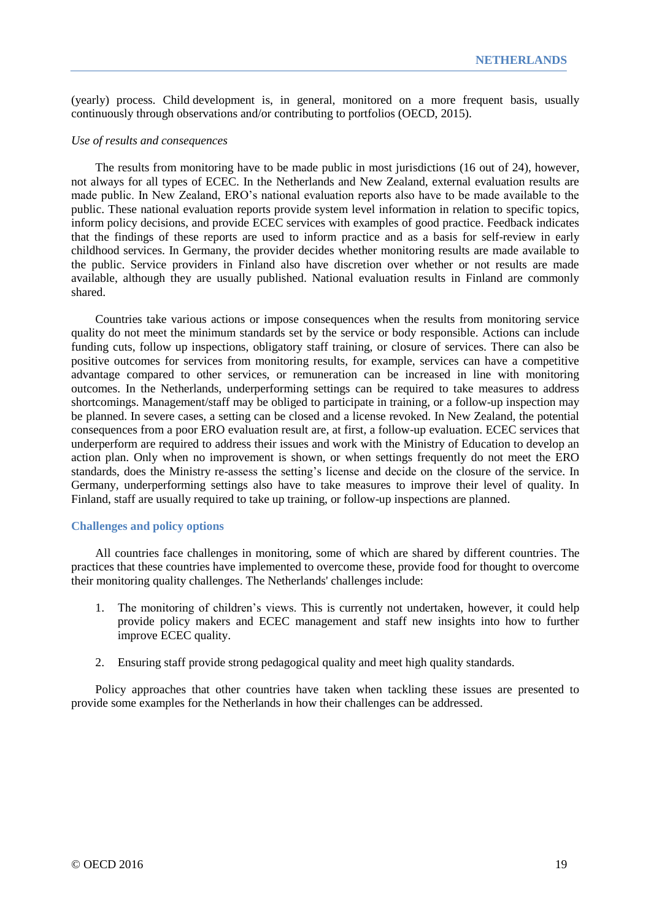(yearly) process. Child development is, in general, monitored on a more frequent basis, usually continuously through observations and/or contributing to portfolios (OECD, 2015).

*Use of results and consequences*

The results from monitoring have to be made public in most jurisdictions (16 out of 24), however, not always for all types of ECEC. In the Netherlands and New Zealand, external evaluation results are made public. In New Zealand, ERO's national evaluation reports also have to be made available to the public. These national evaluation reports provide system level information in relation to specific topics, inform policy decisions, and provide ECEC services with examples of good practice. Feedback indicates that the findings of these reports are used to inform practice and as a basis for self-review in early childhood services. In Germany, the provider decides whether monitoring results are made available to the public. Service providers in Finland also have discretion over whether or not results are made available, although they are usually published. National evaluation results in Finland are commonly shared.

Countries take various actions or impose consequences when the results from monitoring service quality do not meet the minimum standards set by the service or body responsible. Actions can include funding cuts, follow up inspections, obligatory staff training, or closure of services. There can also be positive outcomes for services from monitoring results, for example, services can have a competitive advantage compared to other services, or remuneration can be increased in line with monitoring outcomes. In the Netherlands, underperforming settings can be required to take measures to address shortcomings. Management/staff may be obliged to participate in training, or a follow-up inspection may be planned. In severe cases, a setting can be closed and a license revoked. In New Zealand, the potential consequences from a poor ERO evaluation result are, at first, a follow-up evaluation. ECEC services that underperform are required to address their issues and work with the Ministry of Education to develop an action plan. Only when no improvement is shown, or when settings frequently do not meet the ERO standards, does the Ministry re-assess the setting's license and decide on the closure of the service. In Germany, underperforming settings also have to take measures to improve their level of quality. In Finland, staff are usually required to take up training, or follow-up inspections are planned.

## Challenges and policy options

All countries face challenges in monitoring, some of which are shared by different countries. The practices that these countries have implemented to overcome these, provide food for thought to overcome their monitoring quality challenges. The Netherlands' challenges include:

1. The monitoring of children's views. This is currently not undertaken, however, it could help provide policy makers and ECEC management and staff new insights into how to further improve ECEC quality.

2. Ensuring staff provide strong pedagogical quality and meet high quality standards.

Policy approaches that other countries have taken when tackling these issues are presented to provide some examples for the Netherlands in how their challenges can be addressed.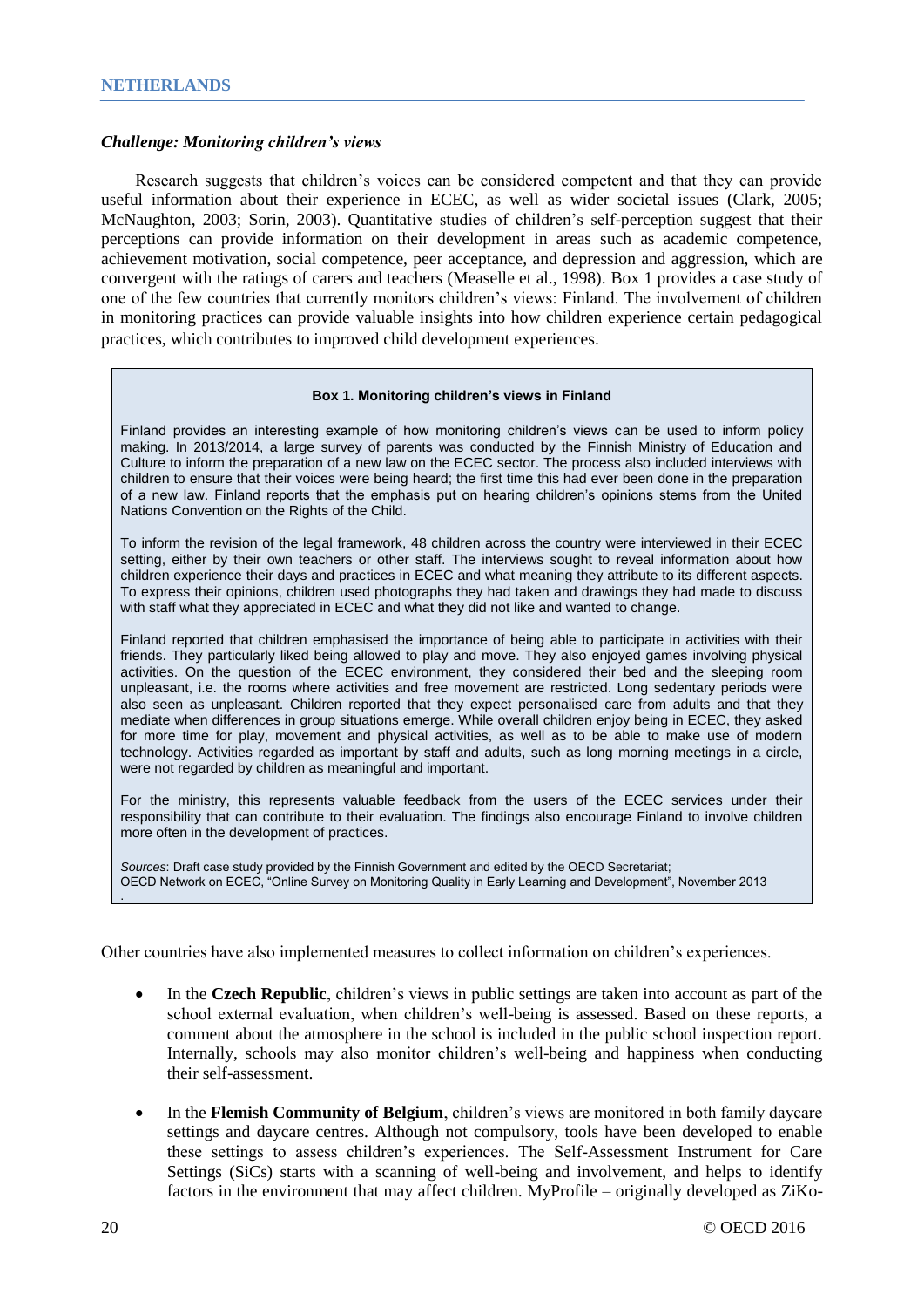### *Challenge: Monitoring children's views*

Research suggests that children's voices can be considered competent and that they can provide useful information about their experience in ECEC, as well as wider societal issues (Clark, 2005; McNaughton, 2003; Sorin, 2003). Quantitative studies of children's self-perception suggest that their perceptions can provide information on their development in areas such as academic competence, achievement motivation, social competence, peer acceptance, and depression and aggression, which are convergent with the ratings of carers and teachers (Measelle et al., 1998). Box 1 provides a case study of one of the few countries that currently monitors children's views: Finland. The involvement of children in monitoring practices can provide valuable insights into how children experience certain pedagogical practices, which contributes to improved child development experiences.

**Box 1. Monitoring children's views in Finland**

Finland provides an interesting example of how monitoring children's views can be used to inform policy making. In 2013/2014, a large survey of parents was conducted by the Finnish Ministry of Education and Culture to inform the preparation of a new law on the ECEC sector. The process also included interviews with children to ensure that their voices were being heard; the first time this had ever been done in the preparation of a new law. Finland reports that the emphasis put on hearing children's opinions stems from the United Nations Convention on the Rights of the Child.

To inform the revision of the legal framework, 48 children across the country were interviewed in their ECEC setting, either by their own teachers or other staff. The interviews sought to reveal information about how children experience their days and practices in ECEC and what meaning they attribute to its different aspects. To express their opinions, children used photographs they had taken and drawings they had made to discuss with staff what they appreciated in ECEC and what they did not like and wanted to change.

Finland reported that children emphasised the importance of being able to participate in activities with their friends. They particularly liked being allowed to play and move. They also enjoyed games involving physical activities. On the question of the ECEC environment, they considered their bed and the sleeping room unpleasant, i.e. the rooms where activities and free movement are restricted. Long sedentary periods were also seen as unpleasant. Children reported that they expect personalised care from adults and that they mediate when differences in group situations emerge. While overall children enjoy being in ECEC, they asked for more time for play, movement and physical activities, as well as to be able to make use of modern technology. Activities regarded as important by staff and adults, such as long morning meetings in a circle, were not regarded by children as meaningful and important.

For the ministry, this represents valuable feedback from the users of the ECEC services under their responsibility that can contribute to their evaluation. The findings also encourage Finland to involve children more often in the development of practices.

*Sources*: Draft case study provided by the Finnish Government and edited by the OECD Secretariat;
OECD Network on ECEC, "Online Survey on Monitoring Quality in Early Learning and Development", November 2013
.

Other countries have also implemented measures to collect information on children's experiences.

- In the **Czech Republic**, children's views in public settings are taken into account as part of the school external evaluation, when children's well-being is assessed. Based on these reports, a comment about the atmosphere in the school is included in the public school inspection report. Internally, schools may also monitor children's well-being and happiness when conducting their self-assessment.

- In the **Flemish Community of Belgium**, children's views are monitored in both family daycare settings and daycare centres. Although not compulsory, tools have been developed to enable these settings to assess children's experiences. The Self-Assessment Instrument for Care Settings (SiCs) starts with a scanning of well-being and involvement, and helps to identify factors in the environment that may affect children. MyProfile – originally developed as ZiKo-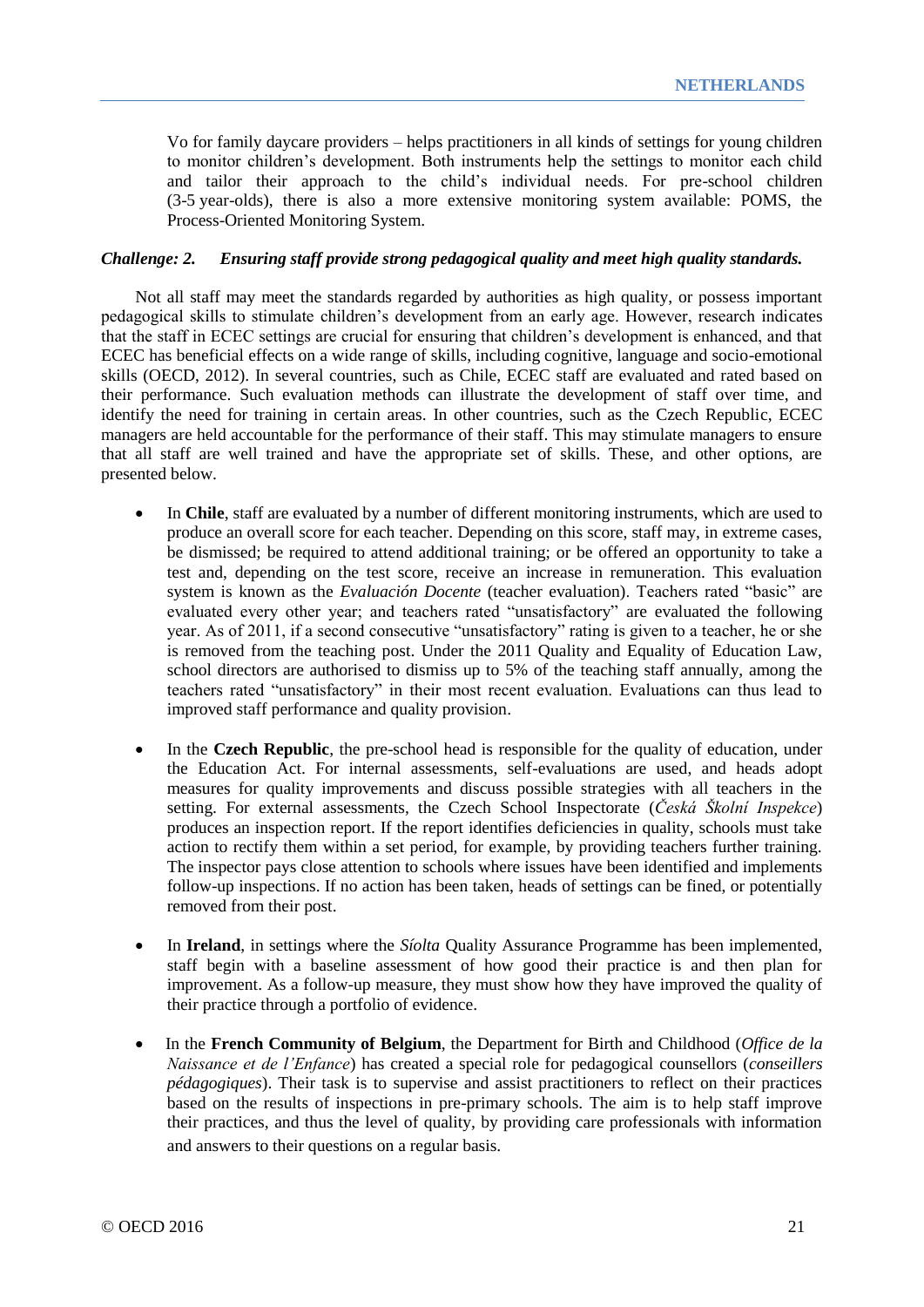Vo for family daycare providers – helps practitioners in all kinds of settings for young children to monitor children's development. Both instruments help the settings to monitor each child and tailor their approach to the child's individual needs. For pre-school children (3-5 year-olds), there is also a more extensive monitoring system available: POMS, the Process-Oriented Monitoring System.

*Challenge: 2. Ensuring staff provide strong pedagogical quality and meet high quality standards.*

Not all staff may meet the standards regarded by authorities as high quality, or possess important pedagogical skills to stimulate children's development from an early age. However, research indicates that the staff in ECEC settings are crucial for ensuring that children's development is enhanced, and that ECEC has beneficial effects on a wide range of skills, including cognitive, language and socio-emotional skills (OECD, 2012). In several countries, such as Chile, ECEC staff are evaluated and rated based on their performance. Such evaluation methods can illustrate the development of staff over time, and identify the need for training in certain areas. In other countries, such as the Czech Republic, ECEC managers are held accountable for the performance of their staff. This may stimulate managers to ensure that all staff are well trained and have the appropriate set of skills. These, and other options, are presented below.

- In **Chile**, staff are evaluated by a number of different monitoring instruments, which are used to produce an overall score for each teacher. Depending on this score, staff may, in extreme cases, be dismissed; be required to attend additional training; or be offered an opportunity to take a test and, depending on the test score, receive an increase in remuneration. This evaluation system is known as the *Evaluación Docente* (teacher evaluation). Teachers rated "basic" are evaluated every other year; and teachers rated "unsatisfactory" are evaluated the following year. As of 2011, if a second consecutive "unsatisfactory" rating is given to a teacher, he or she is removed from the teaching post. Under the 2011 Quality and Equality of Education Law, school directors are authorised to dismiss up to 5% of the teaching staff annually, among the teachers rated "unsatisfactory" in their most recent evaluation. Evaluations can thus lead to improved staff performance and quality provision.

- In the **Czech Republic**, the pre-school head is responsible for the quality of education, under the Education Act. For internal assessments, self-evaluations are used, and heads adopt measures for quality improvements and discuss possible strategies with all teachers in the setting. For external assessments, the Czech School Inspectorate (*Česká Školní Inspekce*) produces an inspection report. If the report identifies deficiencies in quality, schools must take action to rectify them within a set period, for example, by providing teachers further training. The inspector pays close attention to schools where issues have been identified and implements follow-up inspections. If no action has been taken, heads of settings can be fined, or potentially removed from their post.

- In **Ireland**, in settings where the *Síolta* Quality Assurance Programme has been implemented, staff begin with a baseline assessment of how good their practice is and then plan for improvement. As a follow-up measure, they must show how they have improved the quality of their practice through a portfolio of evidence.

- In the **French Community of Belgium**, the Department for Birth and Childhood (*Office de la Naissance et de l'Enfance*) has created a special role for pedagogical counsellors (*conseillers pédagogiques*). Their task is to supervise and assist practitioners to reflect on their practices based on the results of inspections in pre-primary schools. The aim is to help staff improve their practices, and thus the level of quality, by providing care professionals with information and answers to their questions on a regular basis.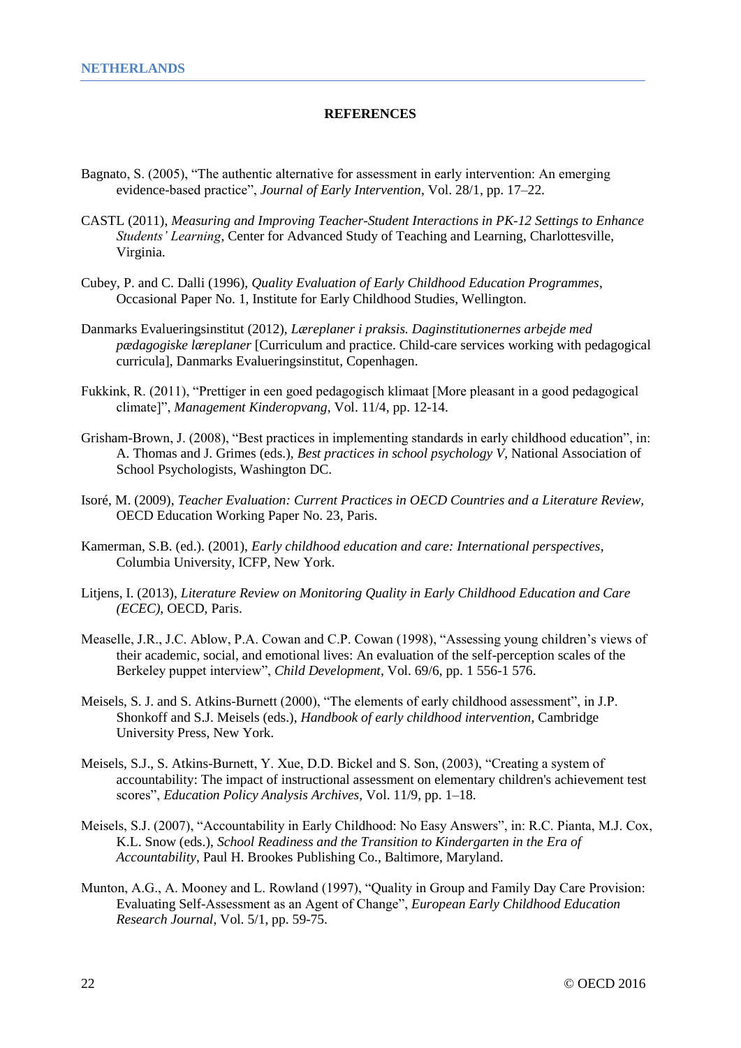## REFERENCES

Bagnato, S. (2005), "The authentic alternative for assessment in early intervention: An emerging evidence-based practice", *Journal of Early Intervention*, Vol. 28/1, pp. 17–22.

CASTL (2011), *Measuring and Improving Teacher-Student Interactions in PK-12 Settings to Enhance Students' Learning*, Center for Advanced Study of Teaching and Learning, Charlottesville, Virginia.

Cubey, P. and C. Dalli (1996), *Quality Evaluation of Early Childhood Education Programmes*, Occasional Paper No. 1, Institute for Early Childhood Studies, Wellington.

Danmarks Evalueringsinstitut (2012), *Læreplaner i praksis. Daginstitutionernes arbejde med pædagogiske læreplaner* [Curriculum and practice. Child-care services working with pedagogical curricula], Danmarks Evalueringsinstitut, Copenhagen.

Fukkink, R. (2011), "Prettiger in een goed pedagogisch klimaat [More pleasant in a good pedagogical climate]", *Management Kinderopvang*, Vol. 11/4, pp. 12-14.

Grisham-Brown, J. (2008), "Best practices in implementing standards in early childhood education", in: A. Thomas and J. Grimes (eds.), *Best practices in school psychology V*, National Association of School Psychologists, Washington DC.

Isoré, M. (2009), *Teacher Evaluation: Current Practices in OECD Countries and a Literature Review*, OECD Education Working Paper No. 23, Paris.

Kamerman, S.B. (ed.). (2001), *Early childhood education and care: International perspectives*, Columbia University, ICFP, New York.

Litjens, I. (2013), *Literature Review on Monitoring Quality in Early Childhood Education and Care (ECEC)*, OECD, Paris.

Measelle, J.R., J.C. Ablow, P.A. Cowan and C.P. Cowan (1998), "Assessing young children's views of their academic, social, and emotional lives: An evaluation of the self-perception scales of the Berkeley puppet interview", *Child Development*, Vol. 69/6, pp. 1 556-1 576.

Meisels, S. J. and S. Atkins-Burnett (2000), "The elements of early childhood assessment", in J.P. Shonkoff and S.J. Meisels (eds.), *Handbook of early childhood intervention*, Cambridge University Press, New York.

Meisels, S.J., S. Atkins-Burnett, Y. Xue, D.D. Bickel and S. Son, (2003), "Creating a system of accountability: The impact of instructional assessment on elementary children's achievement test scores", *Education Policy Analysis Archives*, Vol. 11/9, pp. 1–18.

Meisels, S.J. (2007), "Accountability in Early Childhood: No Easy Answers", in: R.C. Pianta, M.J. Cox, K.L. Snow (eds.), *School Readiness and the Transition to Kindergarten in the Era of Accountability*, Paul H. Brookes Publishing Co., Baltimore, Maryland.

Munton, A.G., A. Mooney and L. Rowland (1997), "Quality in Group and Family Day Care Provision: Evaluating Self-Assessment as an Agent of Change", *European Early Childhood Education Research Journal*, Vol. 5/1, pp. 59-75.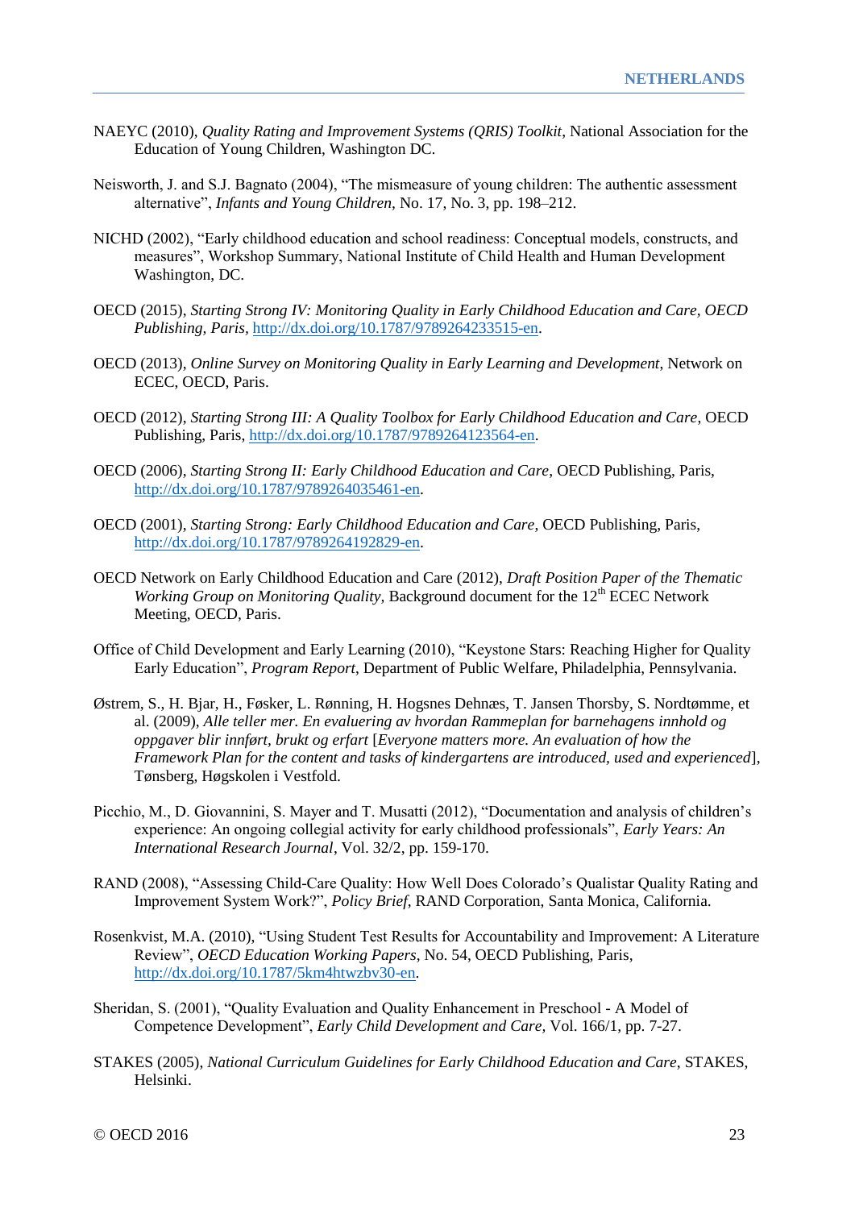NAEYC (2010), *Quality Rating and Improvement Systems (QRIS) Toolkit*, National Association for the Education of Young Children, Washington DC.

Neisworth, J. and S.J. Bagnato (2004), "The mismeasure of young children: The authentic assessment alternative", *Infants and Young Children*, No. 17, No. 3, pp. 198–212.

NICHD (2002), "Early childhood education and school readiness: Conceptual models, constructs, and measures", Workshop Summary, National Institute of Child Health and Human Development Washington, DC.

OECD (2015), *Starting Strong IV: Monitoring Quality in Early Childhood Education and Care, OECD Publishing, Paris*, http://dx.doi.org/10.1787/9789264233515-en.

OECD (2013), *Online Survey on Monitoring Quality in Early Learning and Development*, Network on ECEC, OECD, Paris.

OECD (2012), *Starting Strong III: A Quality Toolbox for Early Childhood Education and Care*, OECD Publishing, Paris, http://dx.doi.org/10.1787/9789264123564-en.

OECD (2006), *Starting Strong II: Early Childhood Education and Care*, OECD Publishing, Paris, http://dx.doi.org/10.1787/9789264035461-en.

OECD (2001), *Starting Strong: Early Childhood Education and Care*, OECD Publishing, Paris, http://dx.doi.org/10.1787/9789264192829-en.

OECD Network on Early Childhood Education and Care (2012), *Draft Position Paper of the Thematic Working Group on Monitoring Quality*, Background document for the 12th ECEC Network Meeting, OECD, Paris.

Office of Child Development and Early Learning (2010), "Keystone Stars: Reaching Higher for Quality Early Education", *Program Report*, Department of Public Welfare, Philadelphia, Pennsylvania.

Østrem, S., H. Bjar, H., Føsker, L. Rønning, H. Hogsnes Dehnæs, T. Jansen Thorsby, S. Nordtømme, et al. (2009), *Alle teller mer. En evaluering av hvordan Rammeplan for barnehagens innhold og oppgaver blir innført, brukt og erfart* [*Everyone matters more. An evaluation of how the Framework Plan for the content and tasks of kindergartens are introduced, used and experienced*], Tønsberg, Høgskolen i Vestfold.

Picchio, M., D. Giovannini, S. Mayer and T. Musatti (2012), "Documentation and analysis of children's experience: An ongoing collegial activity for early childhood professionals", *Early Years: An International Research Journal*, Vol. 32/2, pp. 159-170.

RAND (2008), "Assessing Child-Care Quality: How Well Does Colorado's Qualistar Quality Rating and Improvement System Work?", *Policy Brief*, RAND Corporation, Santa Monica, California.

Rosenkvist, M.A. (2010), "Using Student Test Results for Accountability and Improvement: A Literature Review", *OECD Education Working Papers*, No. 54, OECD Publishing, Paris, http://dx.doi.org/10.1787/5km4htwzbv30-en.

Sheridan, S. (2001), "Quality Evaluation and Quality Enhancement in Preschool - A Model of Competence Development", *Early Child Development and Care,* Vol. 166/1, pp. 7-27.

STAKES (2005), *National Curriculum Guidelines for Early Childhood Education and Care*, STAKES, Helsinki.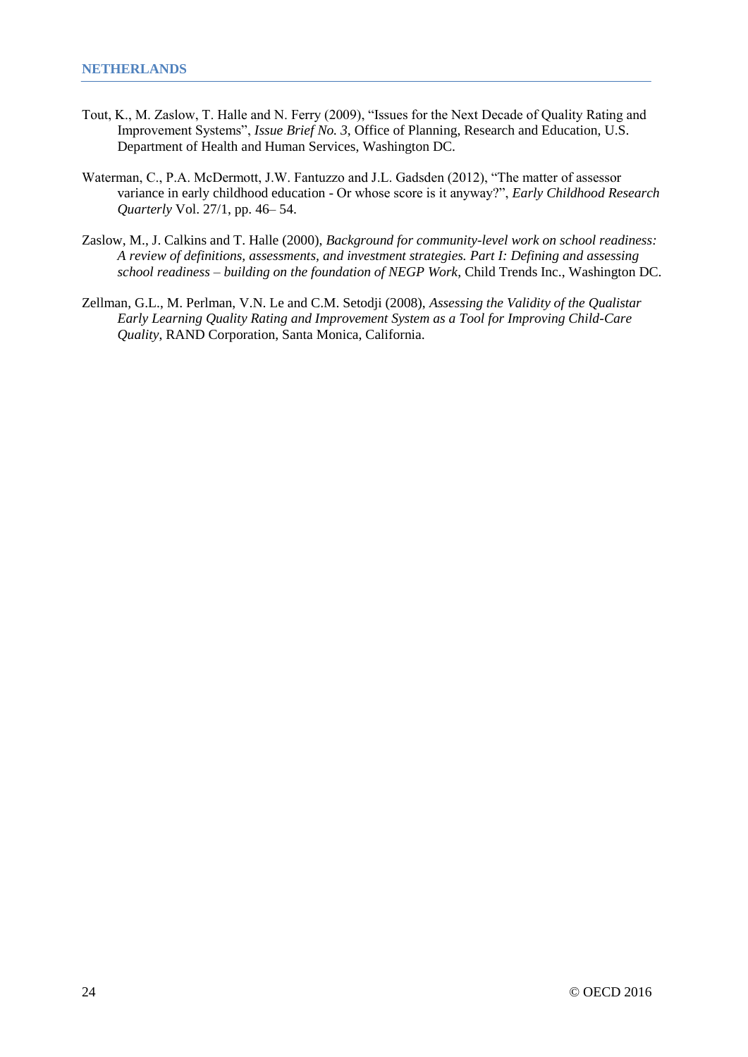Tout, K., M. Zaslow, T. Halle and N. Ferry (2009), "Issues for the Next Decade of Quality Rating and Improvement Systems", *Issue Brief No. 3*, Office of Planning, Research and Education, U.S. Department of Health and Human Services, Washington DC.

Waterman, C., P.A. McDermott, J.W. Fantuzzo and J.L. Gadsden (2012), "The matter of assessor variance in early childhood education - Or whose score is it anyway?", *Early Childhood Research Quarterly* Vol. 27/1, pp. 46– 54.

Zaslow, M., J. Calkins and T. Halle (2000), *Background for community-level work on school readiness: A review of definitions, assessments, and investment strategies. Part I: Defining and assessing school readiness – building on the foundation of NEGP Work*, Child Trends Inc., Washington DC.

Zellman, G.L., M. Perlman, V.N. Le and C.M. Setodji (2008), *Assessing the Validity of the Qualistar Early Learning Quality Rating and Improvement System as a Tool for Improving Child-Care Quality*, RAND Corporation, Santa Monica, California.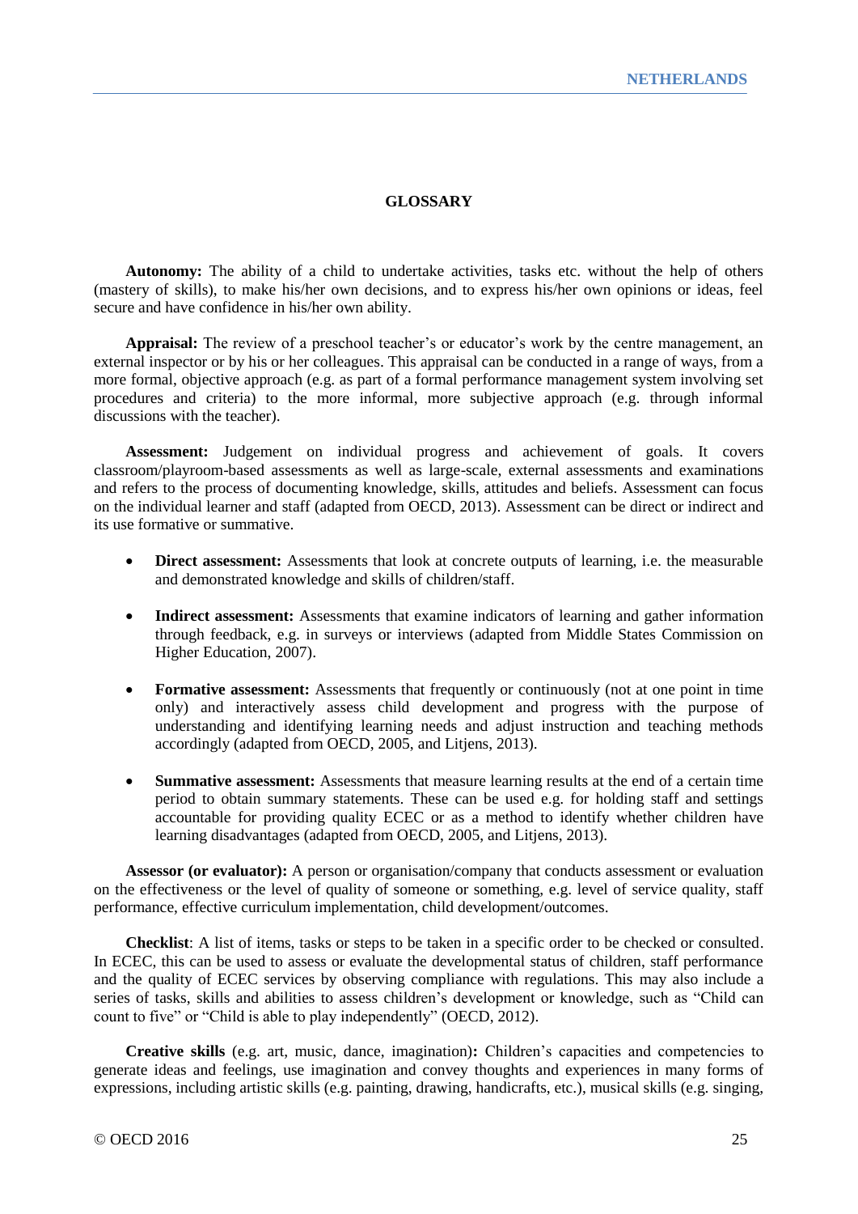## GLOSSARY

**Autonomy:** The ability of a child to undertake activities, tasks etc. without the help of others (mastery of skills), to make his/her own decisions, and to express his/her own opinions or ideas, feel secure and have confidence in his/her own ability.

**Appraisal:** The review of a preschool teacher's or educator's work by the centre management, an external inspector or by his or her colleagues. This appraisal can be conducted in a range of ways, from a more formal, objective approach (e.g. as part of a formal performance management system involving set procedures and criteria) to the more informal, more subjective approach (e.g. through informal discussions with the teacher).

**Assessment:** Judgement on individual progress and achievement of goals. It covers classroom/playroom-based assessments as well as large-scale, external assessments and examinations and refers to the process of documenting knowledge, skills, attitudes and beliefs. Assessment can focus on the individual learner and staff (adapted from OECD, 2013). Assessment can be direct or indirect and its use formative or summative.

- **Direct assessment:** Assessments that look at concrete outputs of learning, i.e. the measurable and demonstrated knowledge and skills of children/staff.
- **Indirect assessment:** Assessments that examine indicators of learning and gather information through feedback, e.g. in surveys or interviews (adapted from Middle States Commission on Higher Education, 2007).
- **Formative assessment:** Assessments that frequently or continuously (not at one point in time only) and interactively assess child development and progress with the purpose of understanding and identifying learning needs and adjust instruction and teaching methods accordingly (adapted from OECD, 2005, and Litjens, 2013).
- **Summative assessment:** Assessments that measure learning results at the end of a certain time period to obtain summary statements. These can be used e.g. for holding staff and settings accountable for providing quality ECEC or as a method to identify whether children have learning disadvantages (adapted from OECD, 2005, and Litjens, 2013).

**Assessor (or evaluator):** A person or organisation/company that conducts assessment or evaluation on the effectiveness or the level of quality of someone or something, e.g. level of service quality, staff performance, effective curriculum implementation, child development/outcomes.

**Checklist**: A list of items, tasks or steps to be taken in a specific order to be checked or consulted. In ECEC, this can be used to assess or evaluate the developmental status of children, staff performance and the quality of ECEC services by observing compliance with regulations. This may also include a series of tasks, skills and abilities to assess children's development or knowledge, such as "Child can count to five" or "Child is able to play independently" (OECD, 2012).

**Creative skills** (e.g. art, music, dance, imagination)**:** Children's capacities and competencies to generate ideas and feelings, use imagination and convey thoughts and experiences in many forms of expressions, including artistic skills (e.g. painting, drawing, handicrafts, etc.), musical skills (e.g. singing,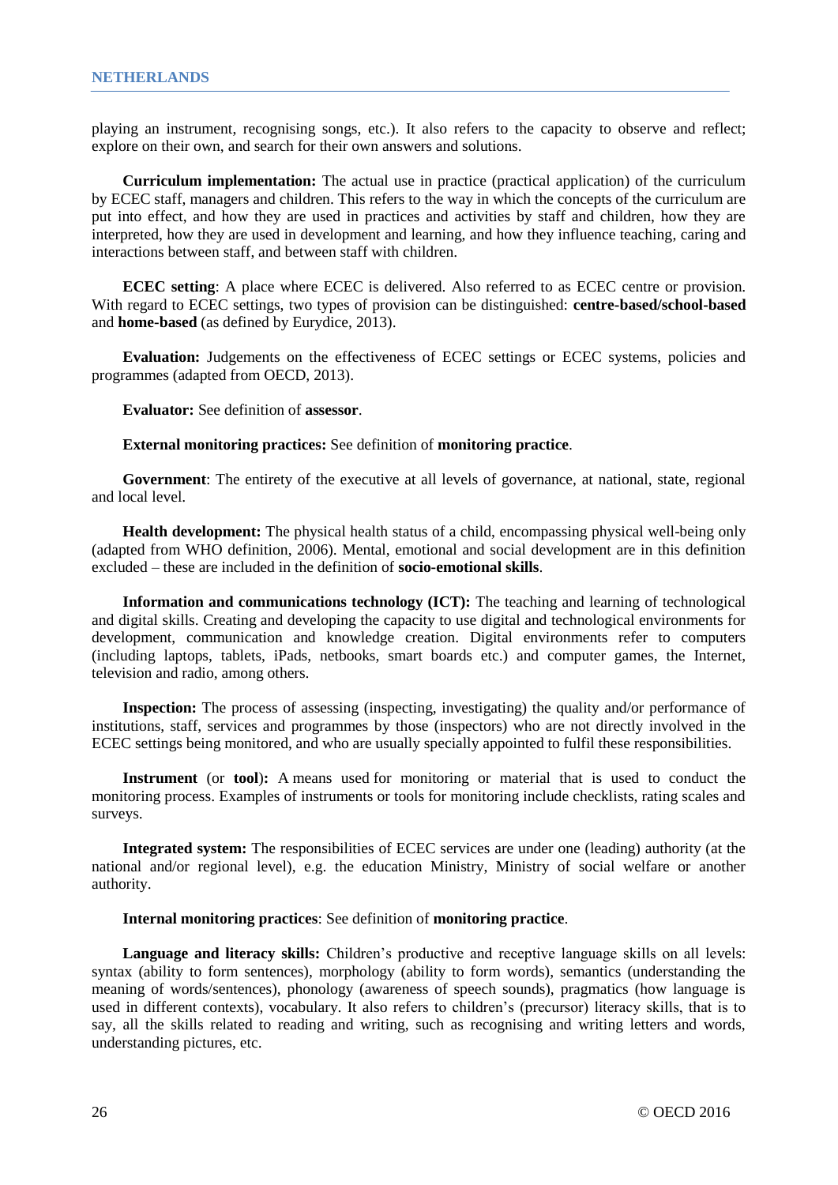playing an instrument, recognising songs, etc.). It also refers to the capacity to observe and reflect; explore on their own, and search for their own answers and solutions.

**Curriculum implementation:** The actual use in practice (practical application) of the curriculum by ECEC staff, managers and children. This refers to the way in which the concepts of the curriculum are put into effect, and how they are used in practices and activities by staff and children, how they are interpreted, how they are used in development and learning, and how they influence teaching, caring and interactions between staff, and between staff with children.

**ECEC setting**: A place where ECEC is delivered. Also referred to as ECEC centre or provision. With regard to ECEC settings, two types of provision can be distinguished: **centre-based/school-based** and **home-based** (as defined by Eurydice, 2013).

**Evaluation:** Judgements on the effectiveness of ECEC settings or ECEC systems, policies and programmes (adapted from OECD, 2013).

**Evaluator:** See definition of **assessor**.

**External monitoring practices:** See definition of **monitoring practice**.

**Government**: The entirety of the executive at all levels of governance, at national, state, regional and local level.

**Health development:** The physical health status of a child, encompassing physical well-being only (adapted from WHO definition, 2006). Mental, emotional and social development are in this definition excluded – these are included in the definition of **socio-emotional skills**.

**Information and communications technology (ICT):** The teaching and learning of technological and digital skills. Creating and developing the capacity to use digital and technological environments for development, communication and knowledge creation. Digital environments refer to computers (including laptops, tablets, iPads, netbooks, smart boards etc.) and computer games, the Internet, television and radio, among others.

**Inspection:** The process of assessing (inspecting, investigating) the quality and/or performance of institutions, staff, services and programmes by those (inspectors) who are not directly involved in the ECEC settings being monitored, and who are usually specially appointed to fulfil these responsibilities.

**Instrument** (or **tool**)**:** A means used for monitoring or material that is used to conduct the monitoring process. Examples of instruments or tools for monitoring include checklists, rating scales and surveys.

**Integrated system:** The responsibilities of ECEC services are under one (leading) authority (at the national and/or regional level), e.g. the education Ministry, Ministry of social welfare or another authority.

**Internal monitoring practices**: See definition of **monitoring practice**.

**Language and literacy skills:** Children's productive and receptive language skills on all levels: syntax (ability to form sentences), morphology (ability to form words), semantics (understanding the meaning of words/sentences), phonology (awareness of speech sounds), pragmatics (how language is used in different contexts), vocabulary. It also refers to children's (precursor) literacy skills, that is to say, all the skills related to reading and writing, such as recognising and writing letters and words, understanding pictures, etc.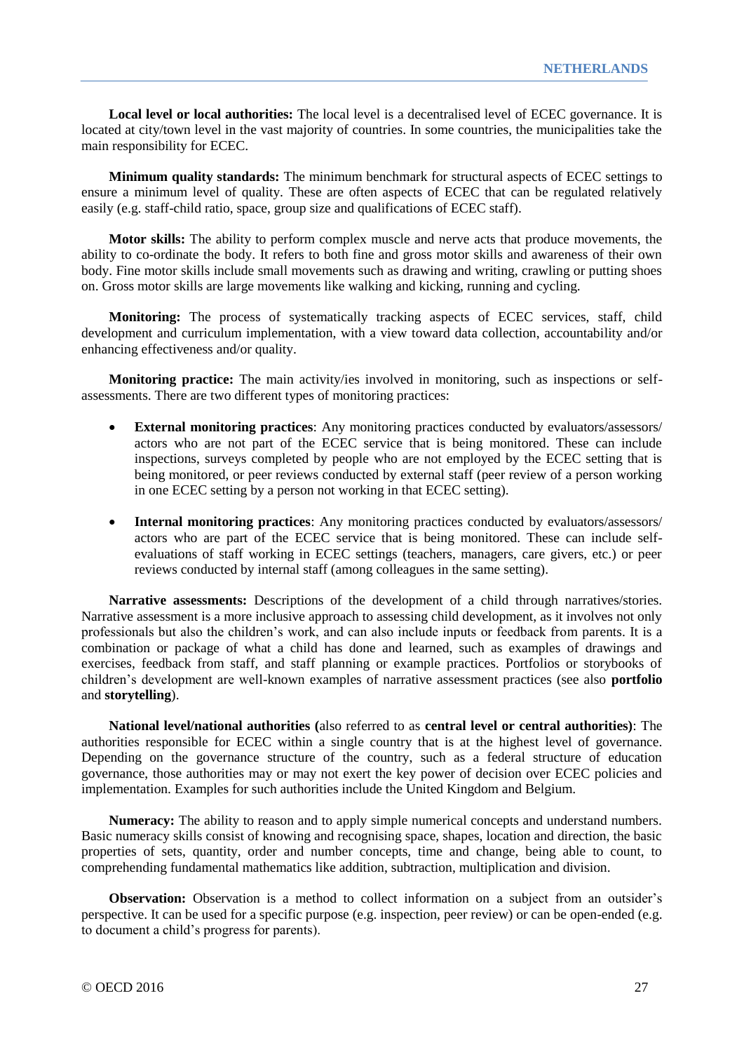**Local level or local authorities:** The local level is a decentralised level of ECEC governance. It is located at city/town level in the vast majority of countries. In some countries, the municipalities take the main responsibility for ECEC.

**Minimum quality standards:** The minimum benchmark for structural aspects of ECEC settings to ensure a minimum level of quality. These are often aspects of ECEC that can be regulated relatively easily (e.g. staff-child ratio, space, group size and qualifications of ECEC staff).

**Motor skills:** The ability to perform complex muscle and nerve acts that produce movements, the ability to co-ordinate the body. It refers to both fine and gross motor skills and awareness of their own body. Fine motor skills include small movements such as drawing and writing, crawling or putting shoes on. Gross motor skills are large movements like walking and kicking, running and cycling.

**Monitoring:** The process of systematically tracking aspects of ECEC services, staff, child development and curriculum implementation, with a view toward data collection, accountability and/or enhancing effectiveness and/or quality.

**Monitoring practice:** The main activity/ies involved in monitoring, such as inspections or self-assessments. There are two different types of monitoring practices:

- **External monitoring practices**: Any monitoring practices conducted by evaluators/assessors/ actors who are not part of the ECEC service that is being monitored. These can include inspections, surveys completed by people who are not employed by the ECEC setting that is being monitored, or peer reviews conducted by external staff (peer review of a person working in one ECEC setting by a person not working in that ECEC setting).
- **Internal monitoring practices**: Any monitoring practices conducted by evaluators/assessors/ actors who are part of the ECEC service that is being monitored. These can include self-evaluations of staff working in ECEC settings (teachers, managers, care givers, etc.) or peer reviews conducted by internal staff (among colleagues in the same setting).

**Narrative assessments:** Descriptions of the development of a child through narratives/stories. Narrative assessment is a more inclusive approach to assessing child development, as it involves not only professionals but also the children's work, and can also include inputs or feedback from parents. It is a combination or package of what a child has done and learned, such as examples of drawings and exercises, feedback from staff, and staff planning or example practices. Portfolios or storybooks of children's development are well-known examples of narrative assessment practices (see also **portfolio** and **storytelling**).

**National level/national authorities (**also referred to as **central level or central authorities)**: The authorities responsible for ECEC within a single country that is at the highest level of governance. Depending on the governance structure of the country, such as a federal structure of education governance, those authorities may or may not exert the key power of decision over ECEC policies and implementation. Examples for such authorities include the United Kingdom and Belgium.

**Numeracy:** The ability to reason and to apply simple numerical concepts and understand numbers. Basic numeracy skills consist of knowing and recognising space, shapes, location and direction, the basic properties of sets, quantity, order and number concepts, time and change, being able to count, to comprehending fundamental mathematics like addition, subtraction, multiplication and division.

**Observation:** Observation is a method to collect information on a subject from an outsider's perspective. It can be used for a specific purpose (e.g. inspection, peer review) or can be open-ended (e.g. to document a child's progress for parents).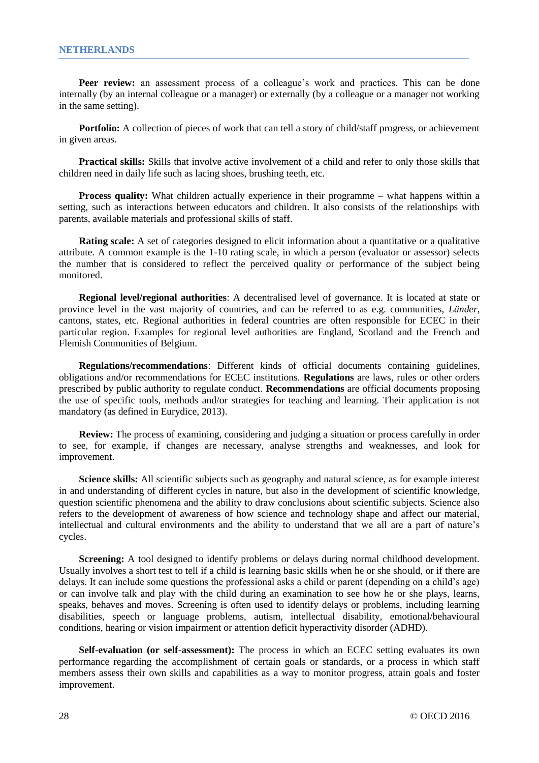**Peer review:** an assessment process of a colleague's work and practices. This can be done internally (by an internal colleague or a manager) or externally (by a colleague or a manager not working in the same setting).

**Portfolio:** A collection of pieces of work that can tell a story of child/staff progress, or achievement in given areas.

**Practical skills:** Skills that involve active involvement of a child and refer to only those skills that children need in daily life such as lacing shoes, brushing teeth, etc.

**Process quality:** What children actually experience in their programme – what happens within a setting, such as interactions between educators and children. It also consists of the relationships with parents, available materials and professional skills of staff.

**Rating scale:** A set of categories designed to elicit information about a quantitative or a qualitative attribute. A common example is the 1-10 rating scale, in which a person (evaluator or assessor) selects the number that is considered to reflect the perceived quality or performance of the subject being monitored.

**Regional level/regional authorities**: A decentralised level of governance. It is located at state or province level in the vast majority of countries, and can be referred to as e.g. communities, *Länder*, cantons, states, etc. Regional authorities in federal countries are often responsible for ECEC in their particular region. Examples for regional level authorities are England, Scotland and the French and Flemish Communities of Belgium.

**Regulations/recommendations**: Different kinds of official documents containing guidelines, obligations and/or recommendations for ECEC institutions. **Regulations** are laws, rules or other orders prescribed by public authority to regulate conduct. **Recommendations** are official documents proposing the use of specific tools, methods and/or strategies for teaching and learning. Their application is not mandatory (as defined in Eurydice, 2013).

**Review:** The process of examining, considering and judging a situation or process carefully in order to see, for example, if changes are necessary, analyse strengths and weaknesses, and look for improvement.

**Science skills:** All scientific subjects such as geography and natural science, as for example interest in and understanding of different cycles in nature, but also in the development of scientific knowledge, question scientific phenomena and the ability to draw conclusions about scientific subjects. Science also refers to the development of awareness of how science and technology shape and affect our material, intellectual and cultural environments and the ability to understand that we all are a part of nature's cycles.

**Screening:** A tool designed to identify problems or delays during normal childhood development. Usually involves a short test to tell if a child is learning basic skills when he or she should, or if there are delays. It can include some questions the professional asks a child or parent (depending on a child's age) or can involve talk and play with the child during an examination to see how he or she plays, learns, speaks, behaves and moves. Screening is often used to identify delays or problems, including learning disabilities, speech or language problems, autism, intellectual disability, emotional/behavioural conditions, hearing or vision impairment or attention deficit hyperactivity disorder (ADHD).

**Self-evaluation (or self-assessment):** The process in which an ECEC setting evaluates its own performance regarding the accomplishment of certain goals or standards, or a process in which staff members assess their own skills and capabilities as a way to monitor progress, attain goals and foster improvement.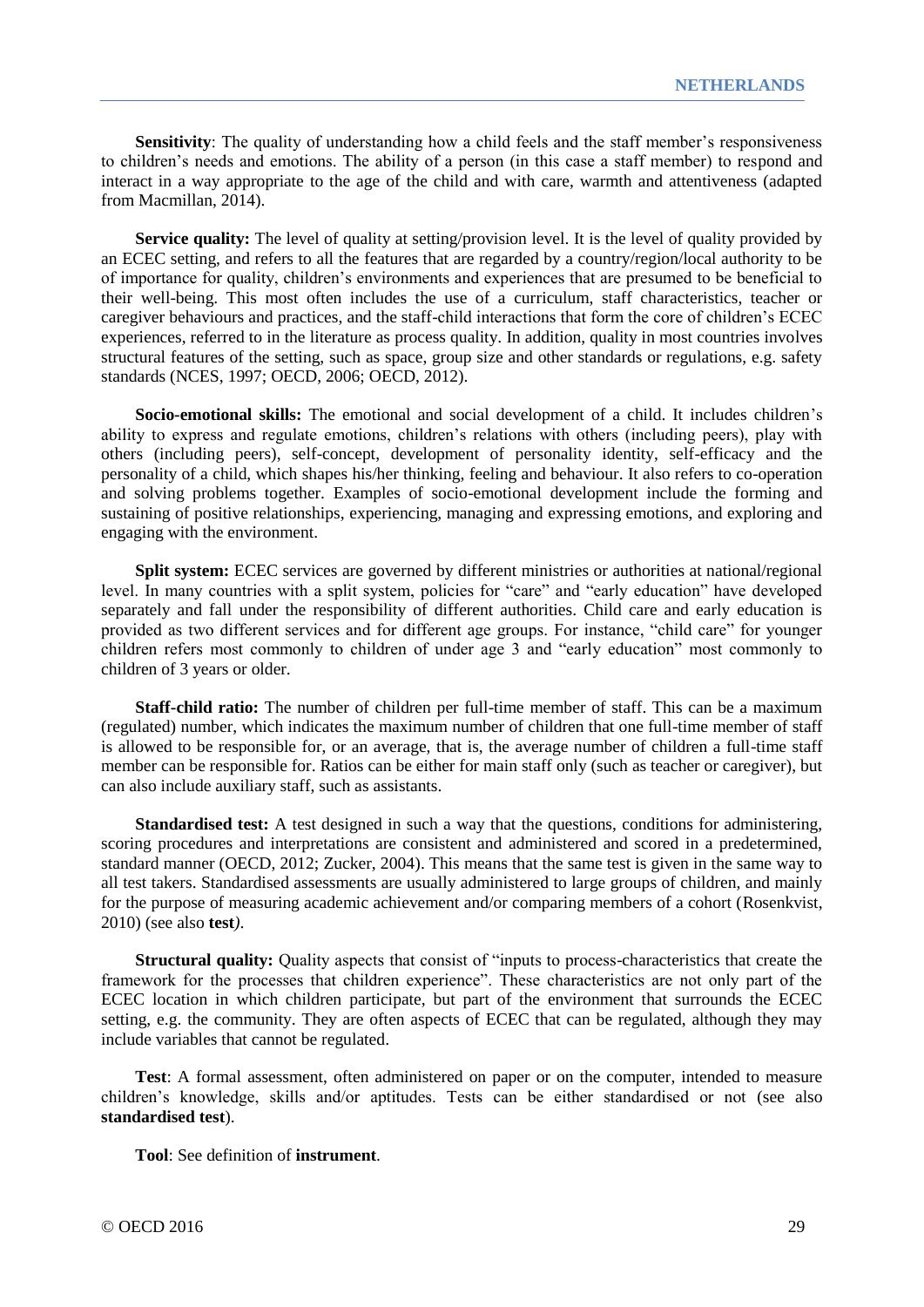**Sensitivity**: The quality of understanding how a child feels and the staff member's responsiveness to children's needs and emotions. The ability of a person (in this case a staff member) to respond and interact in a way appropriate to the age of the child and with care, warmth and attentiveness (adapted from Macmillan, 2014).

**Service quality:** The level of quality at setting/provision level. It is the level of quality provided by an ECEC setting, and refers to all the features that are regarded by a country/region/local authority to be of importance for quality, children's environments and experiences that are presumed to be beneficial to their well-being. This most often includes the use of a curriculum, staff characteristics, teacher or caregiver behaviours and practices, and the staff-child interactions that form the core of children's ECEC experiences, referred to in the literature as process quality. In addition, quality in most countries involves structural features of the setting, such as space, group size and other standards or regulations, e.g. safety standards (NCES, 1997; OECD, 2006; OECD, 2012).

**Socio-emotional skills:** The emotional and social development of a child. It includes children's ability to express and regulate emotions, children's relations with others (including peers), play with others (including peers), self-concept, development of personality identity, self-efficacy and the personality of a child, which shapes his/her thinking, feeling and behaviour. It also refers to co-operation and solving problems together. Examples of socio-emotional development include the forming and sustaining of positive relationships, experiencing, managing and expressing emotions, and exploring and engaging with the environment.

**Split system:** ECEC services are governed by different ministries or authorities at national/regional level. In many countries with a split system, policies for "care" and "early education" have developed separately and fall under the responsibility of different authorities. Child care and early education is provided as two different services and for different age groups. For instance, "child care" for younger children refers most commonly to children of under age 3 and "early education" most commonly to children of 3 years or older.

**Staff-child ratio:** The number of children per full-time member of staff. This can be a maximum (regulated) number, which indicates the maximum number of children that one full-time member of staff is allowed to be responsible for, or an average, that is, the average number of children a full-time staff member can be responsible for. Ratios can be either for main staff only (such as teacher or caregiver), but can also include auxiliary staff, such as assistants.

**Standardised test:** A test designed in such a way that the questions, conditions for administering, scoring procedures and interpretations are consistent and administered and scored in a predetermined, standard manner (OECD, 2012; Zucker, 2004). This means that the same test is given in the same way to all test takers. Standardised assessments are usually administered to large groups of children, and mainly for the purpose of measuring academic achievement and/or comparing members of a cohort (Rosenkvist, 2010) (see also **test**).

**Structural quality:** Quality aspects that consist of "inputs to process-characteristics that create the framework for the processes that children experience". These characteristics are not only part of the ECEC location in which children participate, but part of the environment that surrounds the ECEC setting, e.g. the community. They are often aspects of ECEC that can be regulated, although they may include variables that cannot be regulated.

**Test**: A formal assessment, often administered on paper or on the computer, intended to measure children's knowledge, skills and/or aptitudes. Tests can be either standardised or not (see also **standardised test**).

**Tool**: See definition of **instrument**.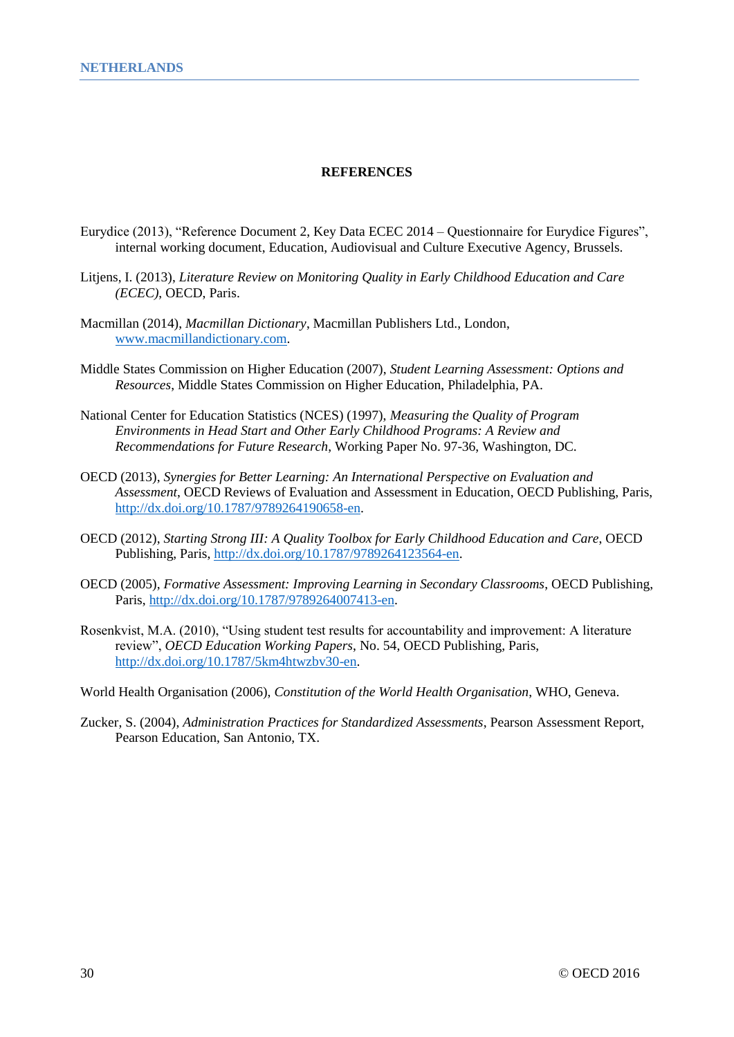## REFERENCES

Eurydice (2013), "Reference Document 2, Key Data ECEC 2014 – Questionnaire for Eurydice Figures", internal working document, Education, Audiovisual and Culture Executive Agency, Brussels.

Litjens, I. (2013), *Literature Review on Monitoring Quality in Early Childhood Education and Care (ECEC)*, OECD, Paris.

Macmillan (2014), *Macmillan Dictionary*, Macmillan Publishers Ltd., London, www.macmillandictionary.com.

Middle States Commission on Higher Education (2007), *Student Learning Assessment: Options and Resources*, Middle States Commission on Higher Education, Philadelphia, PA.

National Center for Education Statistics (NCES) (1997), *Measuring the Quality of Program Environments in Head Start and Other Early Childhood Programs: A Review and Recommendations for Future Research*, Working Paper No. 97-36, Washington, DC.

OECD (2013), *Synergies for Better Learning: An International Perspective on Evaluation and Assessment*, OECD Reviews of Evaluation and Assessment in Education, OECD Publishing, Paris, http://dx.doi.org/10.1787/9789264190658-en.

OECD (2012), *Starting Strong III: A Quality Toolbox for Early Childhood Education and Care*, OECD Publishing, Paris, http://dx.doi.org/10.1787/9789264123564-en.

OECD (2005), *Formative Assessment: Improving Learning in Secondary Classrooms*, OECD Publishing, Paris, http://dx.doi.org/10.1787/9789264007413-en.

Rosenkvist, M.A. (2010), "Using student test results for accountability and improvement: A literature review", *OECD Education Working Papers*, No. 54, OECD Publishing, Paris, http://dx.doi.org/10.1787/5km4htwzbv30-en.

World Health Organisation (2006), *Constitution of the World Health Organisation*, WHO, Geneva.

Zucker, S. (2004), *Administration Practices for Standardized Assessments*, Pearson Assessment Report, Pearson Education, San Antonio, TX.